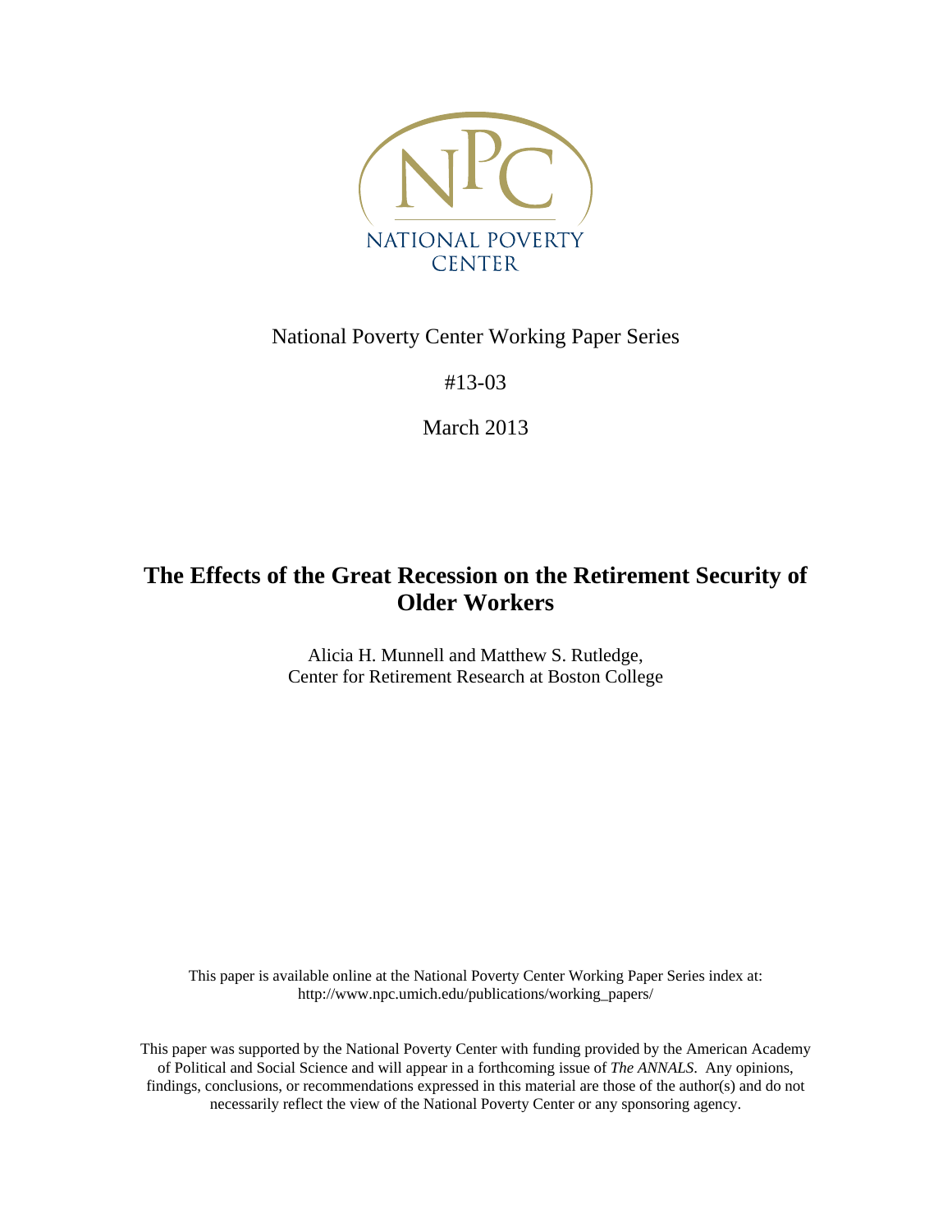NATIONAL POVERTY CENTER

National Poverty Center Working Paper Series

#13-03

March 2013

# The Effects of the Great Recession on the Retirement Security of Older Workers

Alicia H. Munnell and Matthew S. Rutledge,
Center for Retirement Research at Boston College

This paper is available online at the National Poverty Center Working Paper Series index at:
http://www.npc.umich.edu/publications/working_papers/

This paper was supported by the National Poverty Center with funding provided by the American Academy of Political and Social Science and will appear in a forthcoming issue of *The ANNALS*. Any opinions, findings, conclusions, or recommendations expressed in this material are those of the author(s) and do not necessarily reflect the view of the National Poverty Center or any sponsoring agency.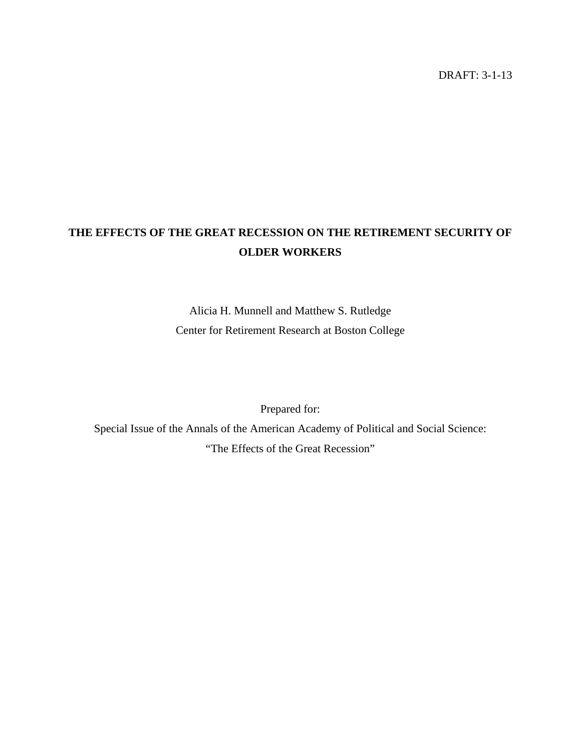DRAFT: 3-1-13

# THE EFFECTS OF THE GREAT RECESSION ON THE RETIREMENT SECURITY OF OLDER WORKERS

Alicia H. Munnell and Matthew S. Rutledge
Center for Retirement Research at Boston College

Prepared for:
Special Issue of the Annals of the American Academy of Political and Social Science:
"The Effects of the Great Recession"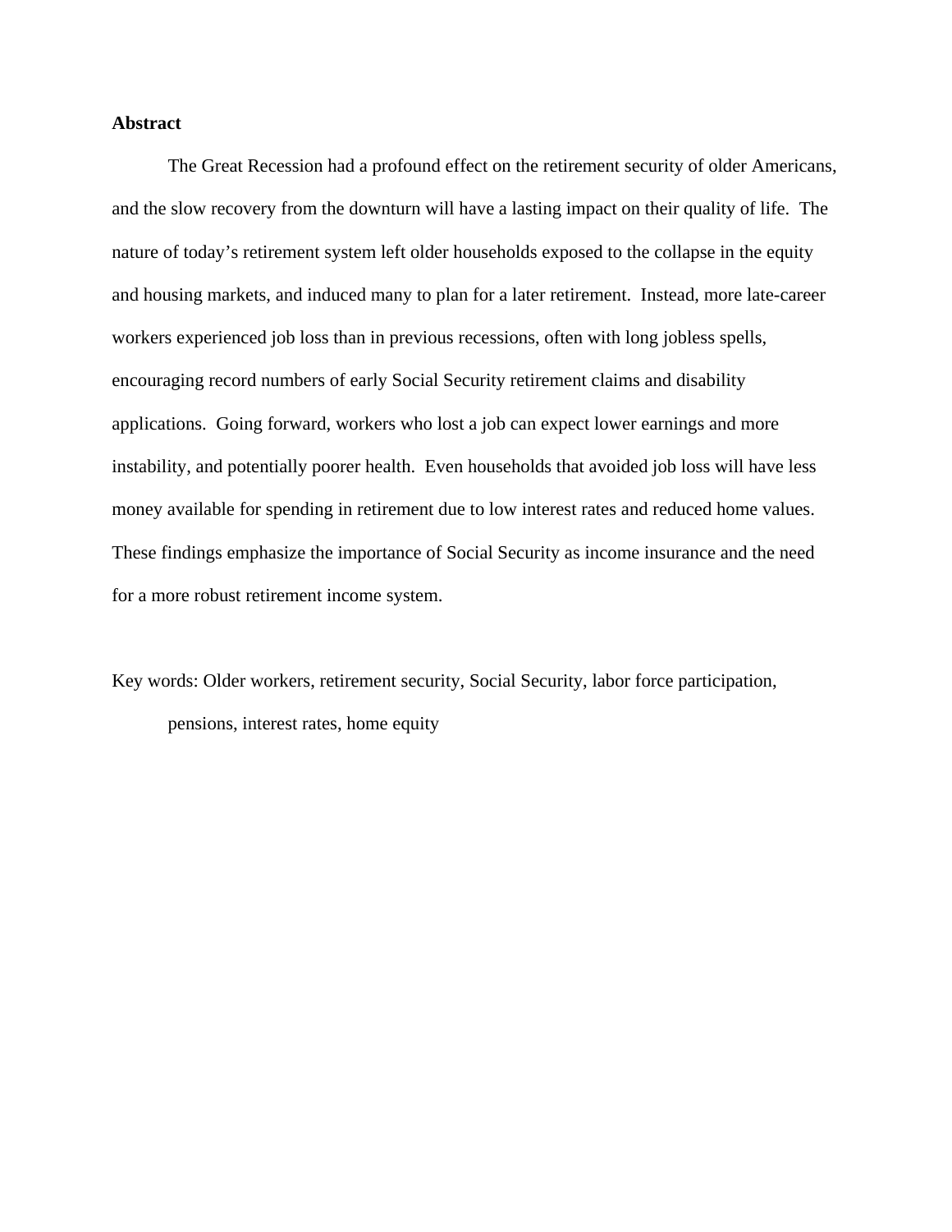**Abstract**

The Great Recession had a profound effect on the retirement security of older Americans, and the slow recovery from the downturn will have a lasting impact on their quality of life. The nature of today's retirement system left older households exposed to the collapse in the equity and housing markets, and induced many to plan for a later retirement. Instead, more late-career workers experienced job loss than in previous recessions, often with long jobless spells, encouraging record numbers of early Social Security retirement claims and disability applications. Going forward, workers who lost a job can expect lower earnings and more instability, and potentially poorer health. Even households that avoided job loss will have less money available for spending in retirement due to low interest rates and reduced home values. These findings emphasize the importance of Social Security as income insurance and the need for a more robust retirement income system.

Key words: Older workers, retirement security, Social Security, labor force participation, pensions, interest rates, home equity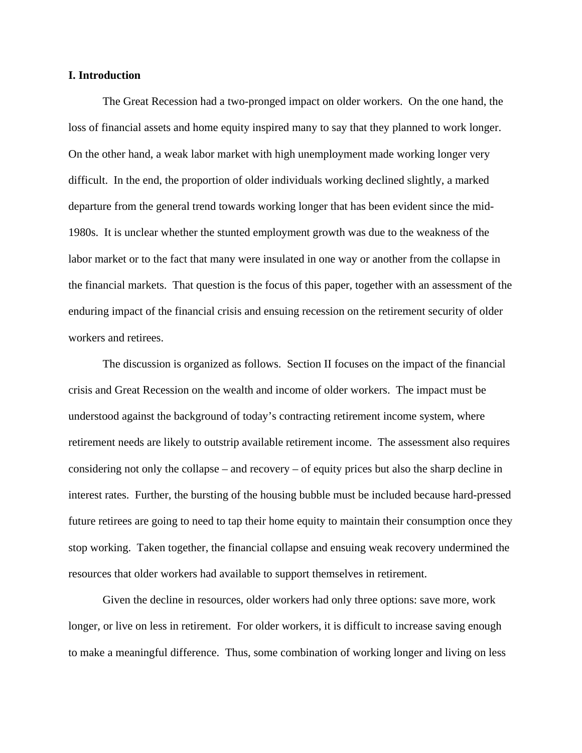## I. Introduction

The Great Recession had a two-pronged impact on older workers. On the one hand, the loss of financial assets and home equity inspired many to say that they planned to work longer. On the other hand, a weak labor market with high unemployment made working longer very difficult. In the end, the proportion of older individuals working declined slightly, a marked departure from the general trend towards working longer that has been evident since the mid-1980s. It is unclear whether the stunted employment growth was due to the weakness of the labor market or to the fact that many were insulated in one way or another from the collapse in the financial markets. That question is the focus of this paper, together with an assessment of the enduring impact of the financial crisis and ensuing recession on the retirement security of older workers and retirees.

The discussion is organized as follows. Section II focuses on the impact of the financial crisis and Great Recession on the wealth and income of older workers. The impact must be understood against the background of today's contracting retirement income system, where retirement needs are likely to outstrip available retirement income. The assessment also requires considering not only the collapse – and recovery – of equity prices but also the sharp decline in interest rates. Further, the bursting of the housing bubble must be included because hard-pressed future retirees are going to need to tap their home equity to maintain their consumption once they stop working. Taken together, the financial collapse and ensuing weak recovery undermined the resources that older workers had available to support themselves in retirement.

Given the decline in resources, older workers had only three options: save more, work longer, or live on less in retirement. For older workers, it is difficult to increase saving enough to make a meaningful difference. Thus, some combination of working longer and living on less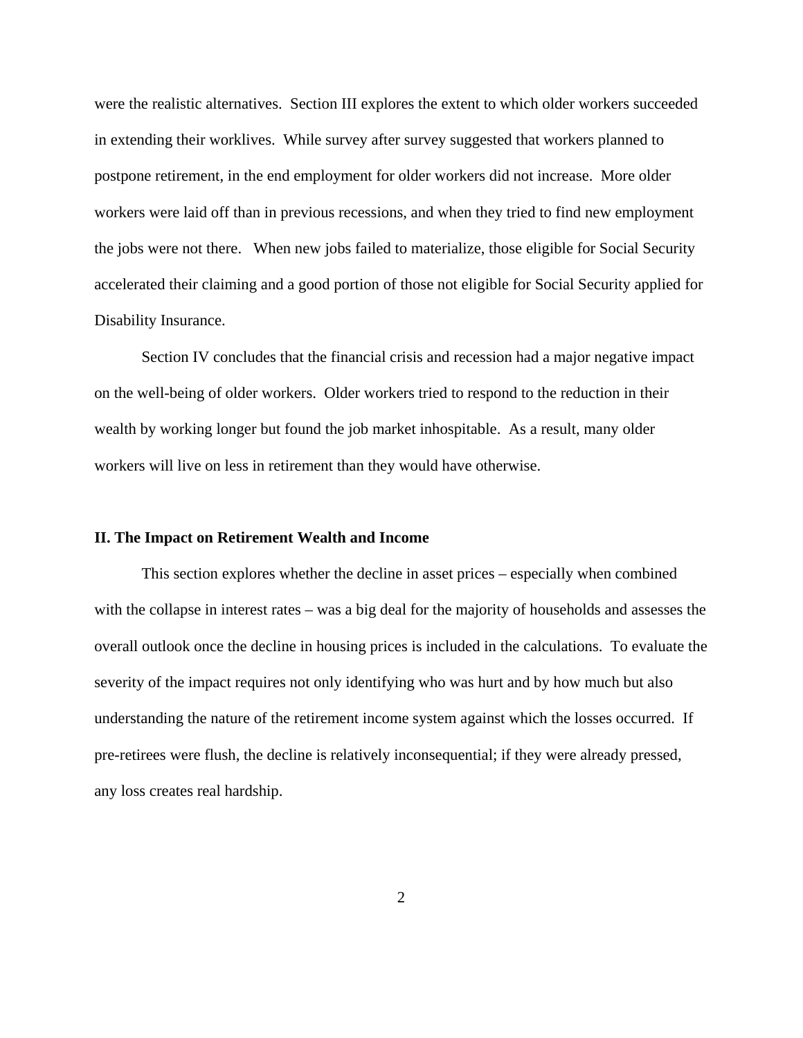were the realistic alternatives. Section III explores the extent to which older workers succeeded in extending their worklives. While survey after survey suggested that workers planned to postpone retirement, in the end employment for older workers did not increase. More older workers were laid off than in previous recessions, and when they tried to find new employment the jobs were not there. When new jobs failed to materialize, those eligible for Social Security accelerated their claiming and a good portion of those not eligible for Social Security applied for Disability Insurance.

Section IV concludes that the financial crisis and recession had a major negative impact on the well-being of older workers. Older workers tried to respond to the reduction in their wealth by working longer but found the job market inhospitable. As a result, many older workers will live on less in retirement than they would have otherwise.

## II. The Impact on Retirement Wealth and Income

This section explores whether the decline in asset prices – especially when combined with the collapse in interest rates – was a big deal for the majority of households and assesses the overall outlook once the decline in housing prices is included in the calculations. To evaluate the severity of the impact requires not only identifying who was hurt and by how much but also understanding the nature of the retirement income system against which the losses occurred. If pre-retirees were flush, the decline is relatively inconsequential; if they were already pressed, any loss creates real hardship.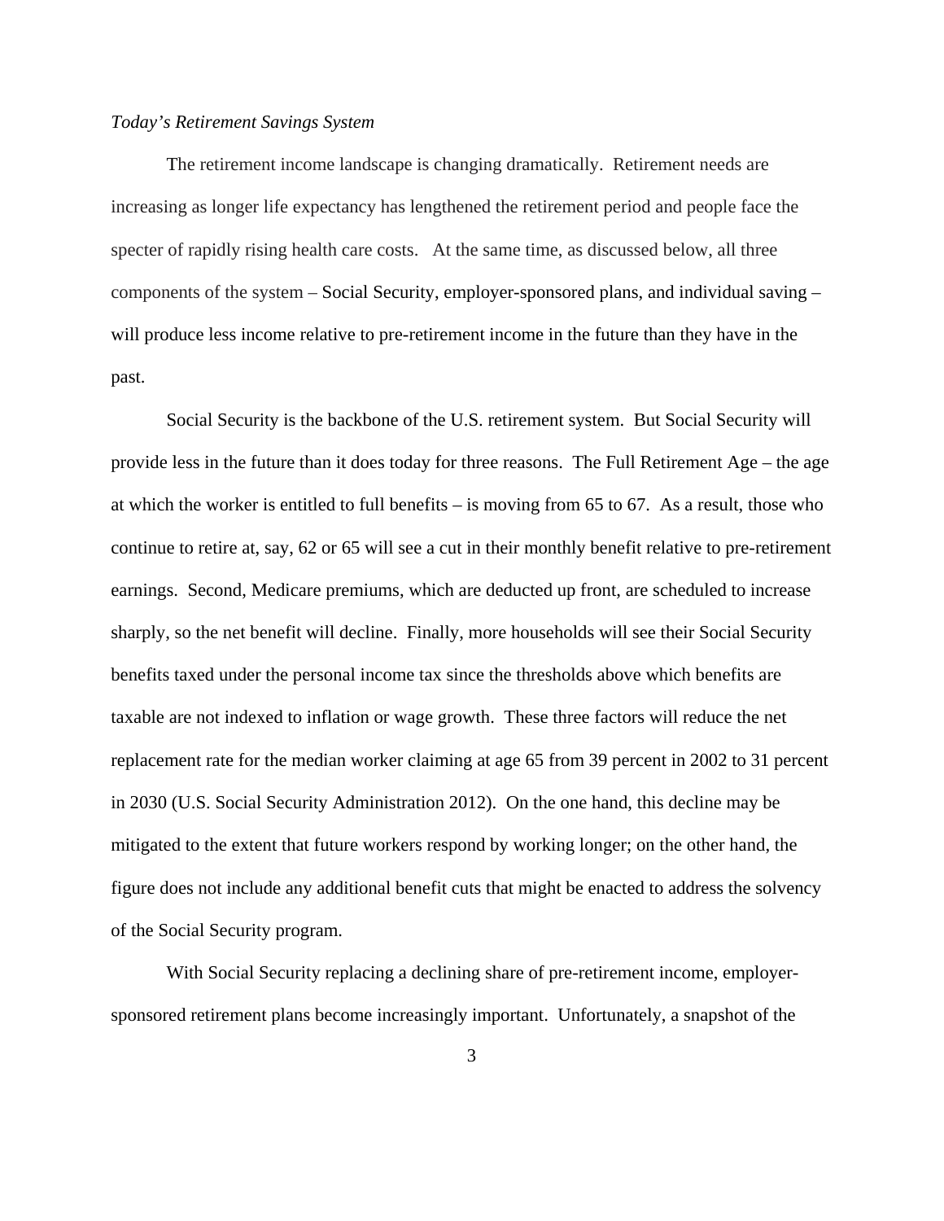*Today's Retirement Savings System*

The retirement income landscape is changing dramatically. Retirement needs are increasing as longer life expectancy has lengthened the retirement period and people face the specter of rapidly rising health care costs. At the same time, as discussed below, all three components of the system – Social Security, employer-sponsored plans, and individual saving – will produce less income relative to pre-retirement income in the future than they have in the past.

Social Security is the backbone of the U.S. retirement system. But Social Security will provide less in the future than it does today for three reasons. The Full Retirement Age – the age at which the worker is entitled to full benefits – is moving from 65 to 67. As a result, those who continue to retire at, say, 62 or 65 will see a cut in their monthly benefit relative to pre-retirement earnings. Second, Medicare premiums, which are deducted up front, are scheduled to increase sharply, so the net benefit will decline. Finally, more households will see their Social Security benefits taxed under the personal income tax since the thresholds above which benefits are taxable are not indexed to inflation or wage growth. These three factors will reduce the net replacement rate for the median worker claiming at age 65 from 39 percent in 2002 to 31 percent in 2030 (U.S. Social Security Administration 2012). On the one hand, this decline may be mitigated to the extent that future workers respond by working longer; on the other hand, the figure does not include any additional benefit cuts that might be enacted to address the solvency of the Social Security program.

With Social Security replacing a declining share of pre-retirement income, employer-sponsored retirement plans become increasingly important. Unfortunately, a snapshot of the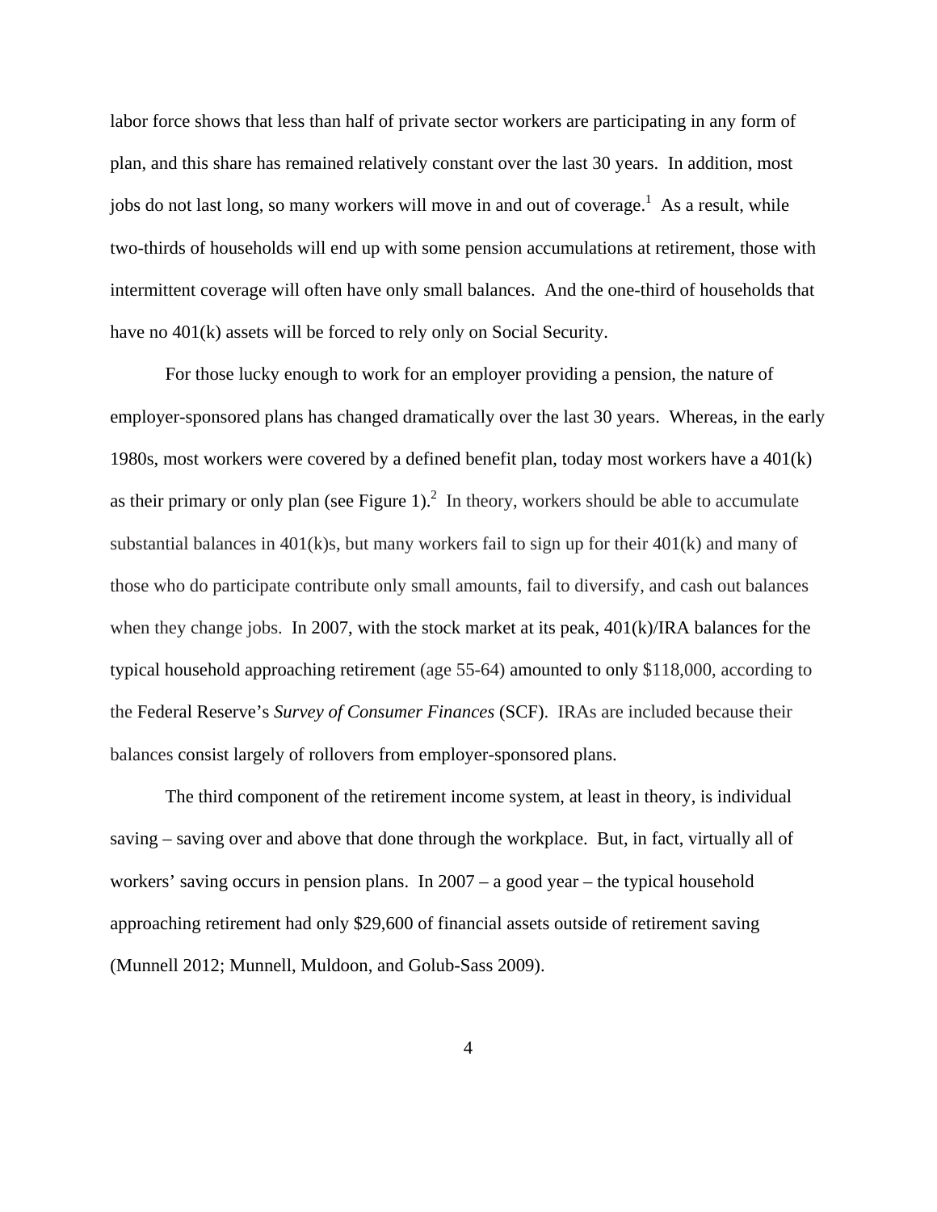labor force shows that less than half of private sector workers are participating in any form of plan, and this share has remained relatively constant over the last 30 years. In addition, most jobs do not last long, so many workers will move in and out of coverage.[1] As a result, while two-thirds of households will end up with some pension accumulations at retirement, those with intermittent coverage will often have only small balances. And the one-third of households that have no 401(k) assets will be forced to rely only on Social Security.

For those lucky enough to work for an employer providing a pension, the nature of employer-sponsored plans has changed dramatically over the last 30 years. Whereas, in the early 1980s, most workers were covered by a defined benefit plan, today most workers have a 401(k) as their primary or only plan (see Figure 1).[2] In theory, workers should be able to accumulate substantial balances in 401(k)s, but many workers fail to sign up for their 401(k) and many of those who do participate contribute only small amounts, fail to diversify, and cash out balances when they change jobs. In 2007, with the stock market at its peak, 401(k)/IRA balances for the typical household approaching retirement (age 55-64) amounted to only $118,000, according to the Federal Reserve's *Survey of Consumer Finances* (SCF). IRAs are included because their balances consist largely of rollovers from employer-sponsored plans.

The third component of the retirement income system, at least in theory, is individual saving – saving over and above that done through the workplace. But, in fact, virtually all of workers' saving occurs in pension plans. In 2007 – a good year – the typical household approaching retirement had only $29,600 of financial assets outside of retirement saving (Munnell 2012; Munnell, Muldoon, and Golub-Sass 2009).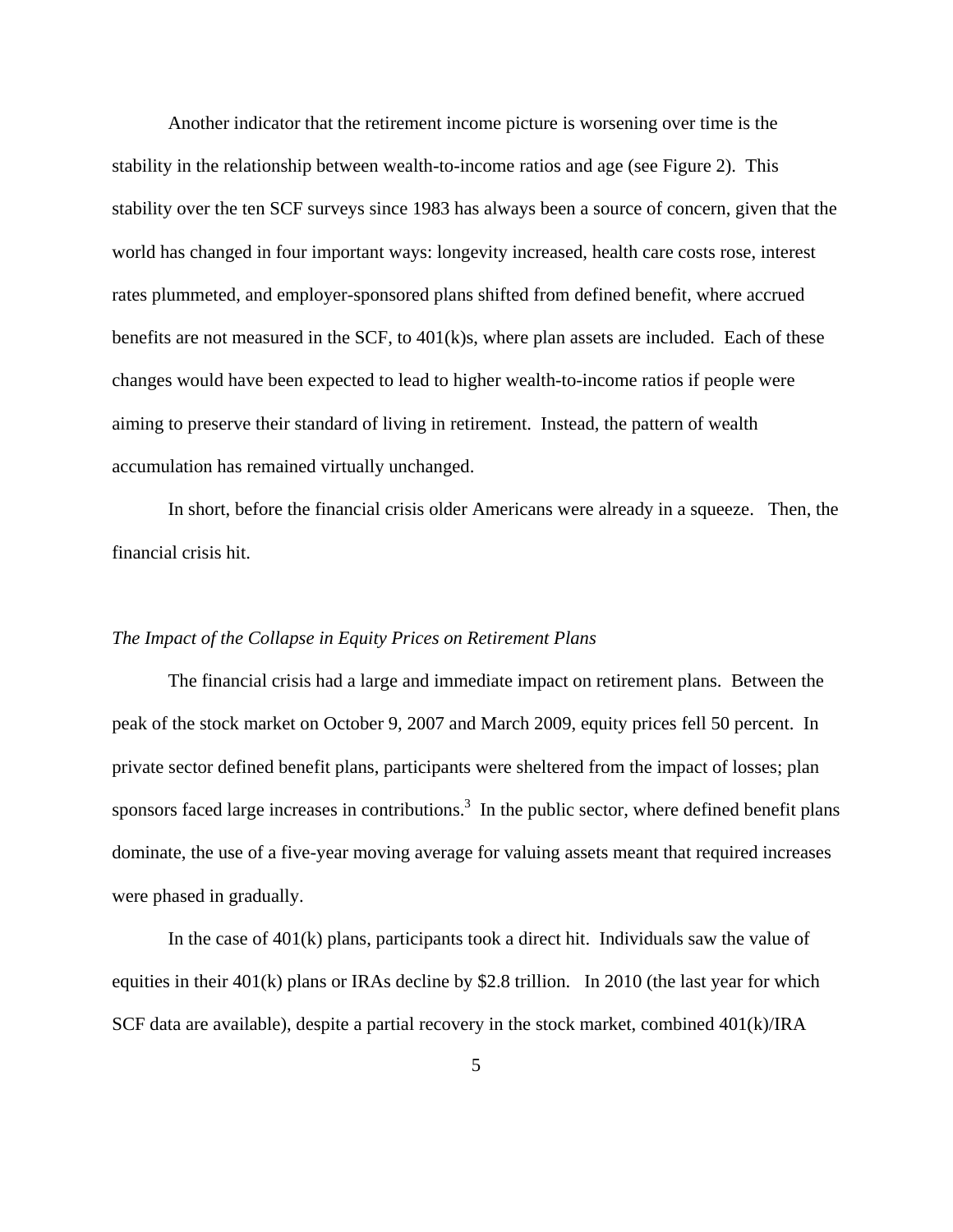Another indicator that the retirement income picture is worsening over time is the stability in the relationship between wealth-to-income ratios and age (see Figure 2). This stability over the ten SCF surveys since 1983 has always been a source of concern, given that the world has changed in four important ways: longevity increased, health care costs rose, interest rates plummeted, and employer-sponsored plans shifted from defined benefit, where accrued benefits are not measured in the SCF, to 401(k)s, where plan assets are included. Each of these changes would have been expected to lead to higher wealth-to-income ratios if people were aiming to preserve their standard of living in retirement. Instead, the pattern of wealth accumulation has remained virtually unchanged.

In short, before the financial crisis older Americans were already in a squeeze. Then, the financial crisis hit.

*The Impact of the Collapse in Equity Prices on Retirement Plans*

The financial crisis had a large and immediate impact on retirement plans. Between the peak of the stock market on October 9, 2007 and March 2009, equity prices fell 50 percent. In private sector defined benefit plans, participants were sheltered from the impact of losses; plan sponsors faced large increases in contributions.[3] In the public sector, where defined benefit plans dominate, the use of a five-year moving average for valuing assets meant that required increases were phased in gradually.

In the case of 401(k) plans, participants took a direct hit. Individuals saw the value of equities in their 401(k) plans or IRAs decline by $2.8 trillion. In 2010 (the last year for which SCF data are available), despite a partial recovery in the stock market, combined 401(k)/IRA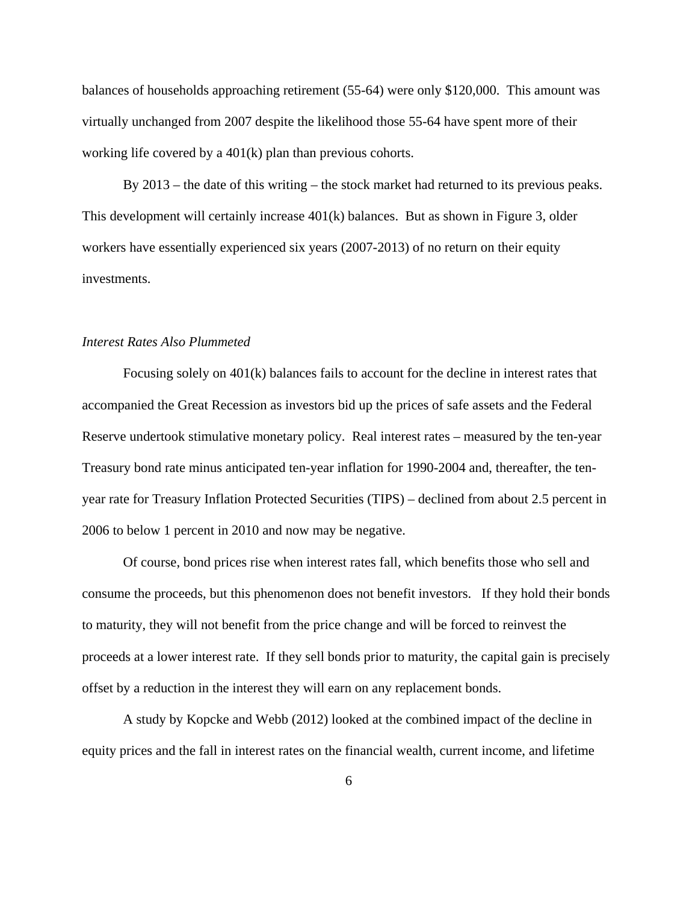balances of households approaching retirement (55-64) were only $120,000. This amount was virtually unchanged from 2007 despite the likelihood those 55-64 have spent more of their working life covered by a 401(k) plan than previous cohorts.

By 2013 – the date of this writing – the stock market had returned to its previous peaks. This development will certainly increase 401(k) balances. But as shown in Figure 3, older workers have essentially experienced six years (2007-2013) of no return on their equity investments.

*Interest Rates Also Plummeted*

Focusing solely on 401(k) balances fails to account for the decline in interest rates that accompanied the Great Recession as investors bid up the prices of safe assets and the Federal Reserve undertook stimulative monetary policy. Real interest rates – measured by the ten-year Treasury bond rate minus anticipated ten-year inflation for 1990-2004 and, thereafter, the ten-year rate for Treasury Inflation Protected Securities (TIPS) – declined from about 2.5 percent in 2006 to below 1 percent in 2010 and now may be negative.

Of course, bond prices rise when interest rates fall, which benefits those who sell and consume the proceeds, but this phenomenon does not benefit investors. If they hold their bonds to maturity, they will not benefit from the price change and will be forced to reinvest the proceeds at a lower interest rate. If they sell bonds prior to maturity, the capital gain is precisely offset by a reduction in the interest they will earn on any replacement bonds.

A study by Kopcke and Webb (2012) looked at the combined impact of the decline in equity prices and the fall in interest rates on the financial wealth, current income, and lifetime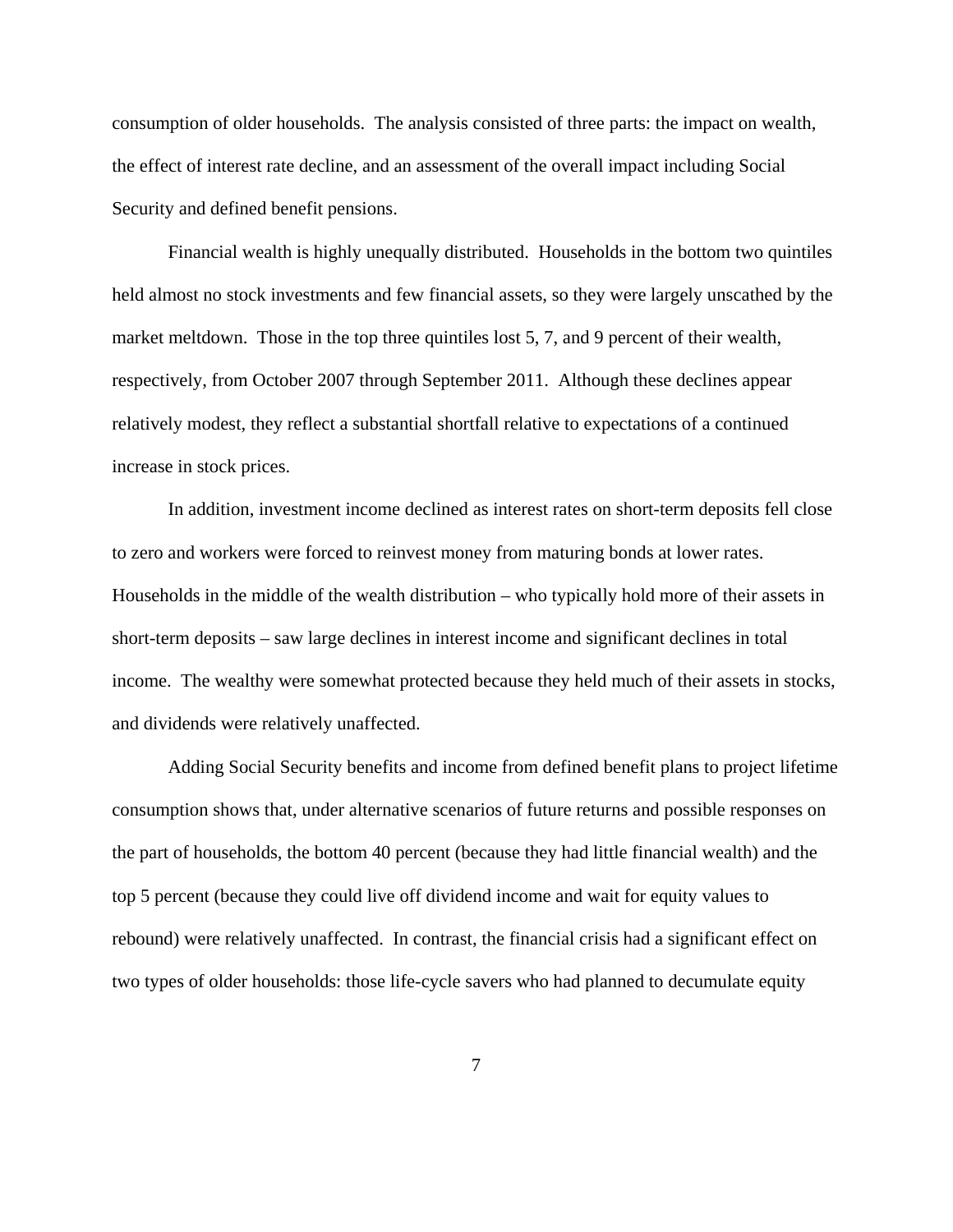consumption of older households. The analysis consisted of three parts: the impact on wealth, the effect of interest rate decline, and an assessment of the overall impact including Social Security and defined benefit pensions.

Financial wealth is highly unequally distributed. Households in the bottom two quintiles held almost no stock investments and few financial assets, so they were largely unscathed by the market meltdown. Those in the top three quintiles lost 5, 7, and 9 percent of their wealth, respectively, from October 2007 through September 2011. Although these declines appear relatively modest, they reflect a substantial shortfall relative to expectations of a continued increase in stock prices.

In addition, investment income declined as interest rates on short-term deposits fell close to zero and workers were forced to reinvest money from maturing bonds at lower rates. Households in the middle of the wealth distribution – who typically hold more of their assets in short-term deposits – saw large declines in interest income and significant declines in total income. The wealthy were somewhat protected because they held much of their assets in stocks, and dividends were relatively unaffected.

Adding Social Security benefits and income from defined benefit plans to project lifetime consumption shows that, under alternative scenarios of future returns and possible responses on the part of households, the bottom 40 percent (because they had little financial wealth) and the top 5 percent (because they could live off dividend income and wait for equity values to rebound) were relatively unaffected. In contrast, the financial crisis had a significant effect on two types of older households: those life-cycle savers who had planned to decumulate equity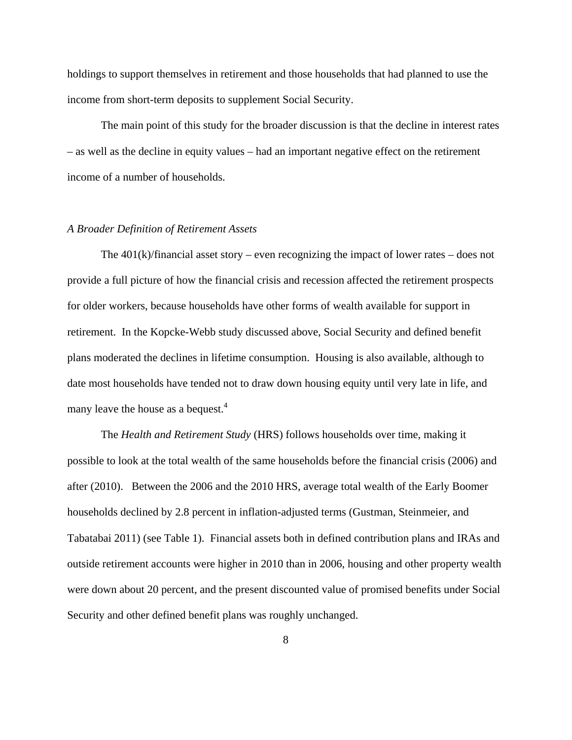holdings to support themselves in retirement and those households that had planned to use the income from short-term deposits to supplement Social Security.

The main point of this study for the broader discussion is that the decline in interest rates – as well as the decline in equity values – had an important negative effect on the retirement income of a number of households.

*A Broader Definition of Retirement Assets*

The 401(k)/financial asset story – even recognizing the impact of lower rates – does not provide a full picture of how the financial crisis and recession affected the retirement prospects for older workers, because households have other forms of wealth available for support in retirement. In the Kopcke-Webb study discussed above, Social Security and defined benefit plans moderated the declines in lifetime consumption. Housing is also available, although to date most households have tended not to draw down housing equity until very late in life, and many leave the house as a bequest.[4]

The *Health and Retirement Study* (HRS) follows households over time, making it possible to look at the total wealth of the same households before the financial crisis (2006) and after (2010). Between the 2006 and the 2010 HRS, average total wealth of the Early Boomer households declined by 2.8 percent in inflation-adjusted terms (Gustman, Steinmeier, and Tabatabai 2011) (see Table 1). Financial assets both in defined contribution plans and IRAs and outside retirement accounts were higher in 2010 than in 2006, housing and other property wealth were down about 20 percent, and the present discounted value of promised benefits under Social Security and other defined benefit plans was roughly unchanged.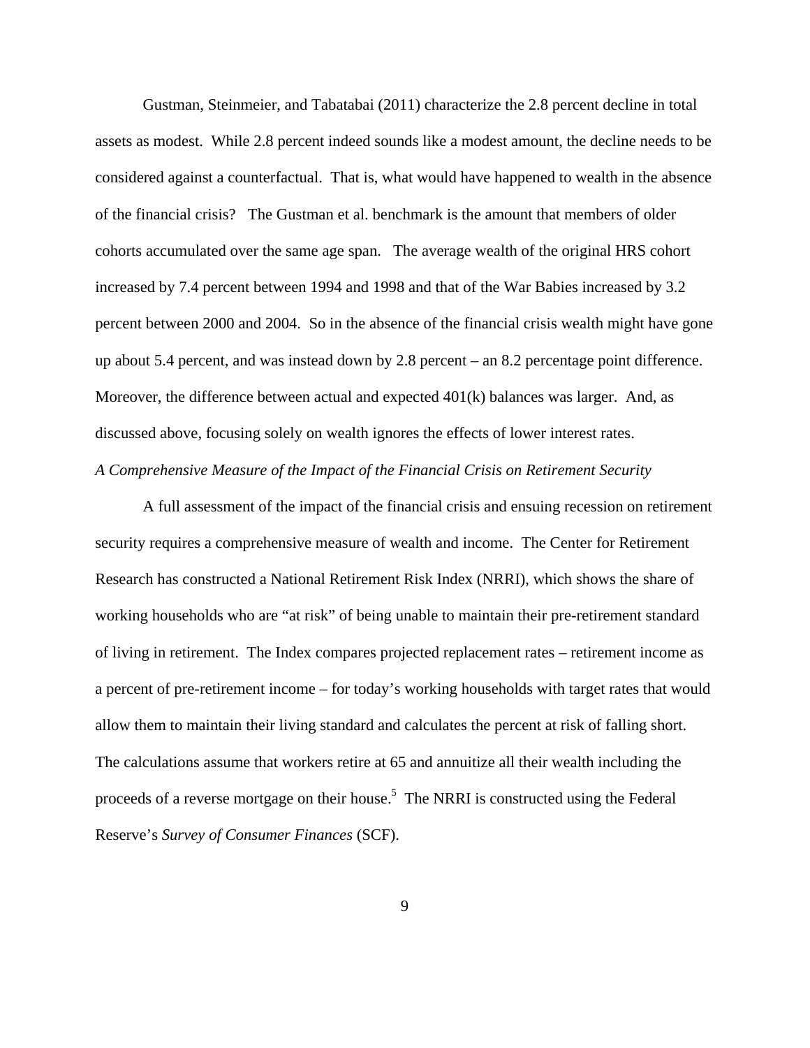Gustman, Steinmeier, and Tabatabai (2011) characterize the 2.8 percent decline in total assets as modest. While 2.8 percent indeed sounds like a modest amount, the decline needs to be considered against a counterfactual. That is, what would have happened to wealth in the absence of the financial crisis? The Gustman et al. benchmark is the amount that members of older cohorts accumulated over the same age span. The average wealth of the original HRS cohort increased by 7.4 percent between 1994 and 1998 and that of the War Babies increased by 3.2 percent between 2000 and 2004. So in the absence of the financial crisis wealth might have gone up about 5.4 percent, and was instead down by 2.8 percent – an 8.2 percentage point difference. Moreover, the difference between actual and expected 401(k) balances was larger. And, as discussed above, focusing solely on wealth ignores the effects of lower interest rates.

*A Comprehensive Measure of the Impact of the Financial Crisis on Retirement Security*

A full assessment of the impact of the financial crisis and ensuing recession on retirement security requires a comprehensive measure of wealth and income. The Center for Retirement Research has constructed a National Retirement Risk Index (NRRI), which shows the share of working households who are "at risk" of being unable to maintain their pre-retirement standard of living in retirement. The Index compares projected replacement rates – retirement income as a percent of pre-retirement income – for today's working households with target rates that would allow them to maintain their living standard and calculates the percent at risk of falling short. The calculations assume that workers retire at 65 and annuitize all their wealth including the proceeds of a reverse mortgage on their house.[5] The NRRI is constructed using the Federal Reserve's *Survey of Consumer Finances* (SCF).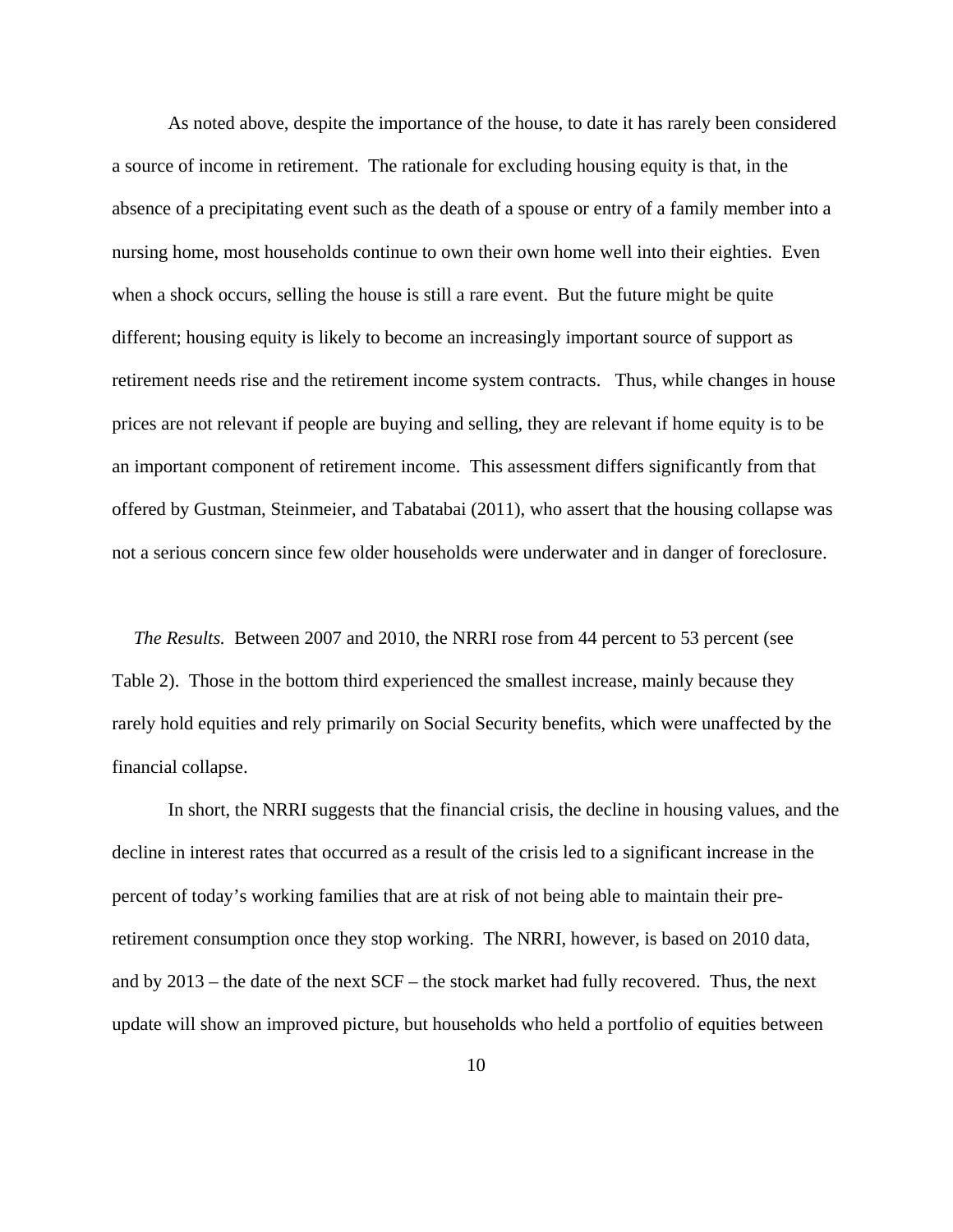As noted above, despite the importance of the house, to date it has rarely been considered a source of income in retirement. The rationale for excluding housing equity is that, in the absence of a precipitating event such as the death of a spouse or entry of a family member into a nursing home, most households continue to own their own home well into their eighties. Even when a shock occurs, selling the house is still a rare event. But the future might be quite different; housing equity is likely to become an increasingly important source of support as retirement needs rise and the retirement income system contracts. Thus, while changes in house prices are not relevant if people are buying and selling, they are relevant if home equity is to be an important component of retirement income. This assessment differs significantly from that offered by Gustman, Steinmeier, and Tabatabai (2011), who assert that the housing collapse was not a serious concern since few older households were underwater and in danger of foreclosure.

*The Results.* Between 2007 and 2010, the NRRI rose from 44 percent to 53 percent (see Table 2). Those in the bottom third experienced the smallest increase, mainly because they rarely hold equities and rely primarily on Social Security benefits, which were unaffected by the financial collapse.

In short, the NRRI suggests that the financial crisis, the decline in housing values, and the decline in interest rates that occurred as a result of the crisis led to a significant increase in the percent of today's working families that are at risk of not being able to maintain their pre-retirement consumption once they stop working. The NRRI, however, is based on 2010 data, and by 2013 – the date of the next SCF – the stock market had fully recovered. Thus, the next update will show an improved picture, but households who held a portfolio of equities between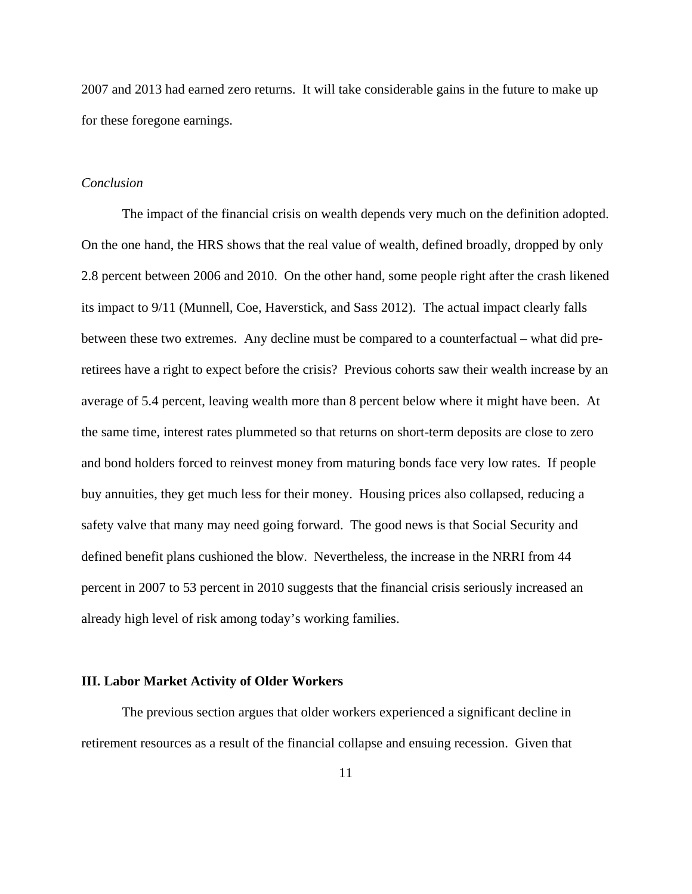2007 and 2013 had earned zero returns. It will take considerable gains in the future to make up for these foregone earnings.

*Conclusion*

The impact of the financial crisis on wealth depends very much on the definition adopted. On the one hand, the HRS shows that the real value of wealth, defined broadly, dropped by only 2.8 percent between 2006 and 2010. On the other hand, some people right after the crash likened its impact to 9/11 (Munnell, Coe, Haverstick, and Sass 2012). The actual impact clearly falls between these two extremes. Any decline must be compared to a counterfactual – what did pre-retirees have a right to expect before the crisis? Previous cohorts saw their wealth increase by an average of 5.4 percent, leaving wealth more than 8 percent below where it might have been. At the same time, interest rates plummeted so that returns on short-term deposits are close to zero and bond holders forced to reinvest money from maturing bonds face very low rates. If people buy annuities, they get much less for their money. Housing prices also collapsed, reducing a safety valve that many may need going forward. The good news is that Social Security and defined benefit plans cushioned the blow. Nevertheless, the increase in the NRRI from 44 percent in 2007 to 53 percent in 2010 suggests that the financial crisis seriously increased an already high level of risk among today's working families.

**III. Labor Market Activity of Older Workers**

The previous section argues that older workers experienced a significant decline in retirement resources as a result of the financial collapse and ensuing recession. Given that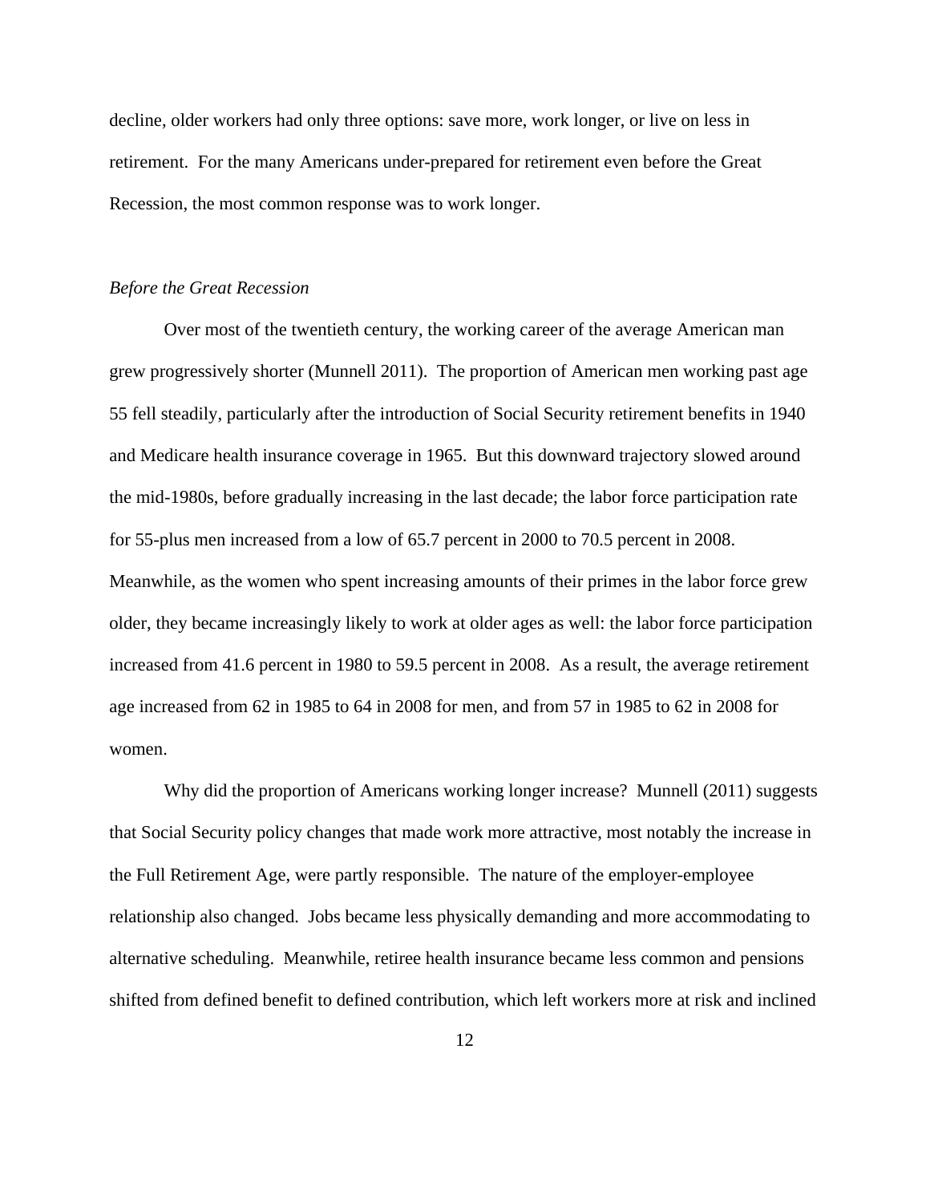decline, older workers had only three options: save more, work longer, or live on less in retirement. For the many Americans under-prepared for retirement even before the Great Recession, the most common response was to work longer.

*Before the Great Recession*

Over most of the twentieth century, the working career of the average American man grew progressively shorter (Munnell 2011). The proportion of American men working past age 55 fell steadily, particularly after the introduction of Social Security retirement benefits in 1940 and Medicare health insurance coverage in 1965. But this downward trajectory slowed around the mid-1980s, before gradually increasing in the last decade; the labor force participation rate for 55-plus men increased from a low of 65.7 percent in 2000 to 70.5 percent in 2008. Meanwhile, as the women who spent increasing amounts of their primes in the labor force grew older, they became increasingly likely to work at older ages as well: the labor force participation increased from 41.6 percent in 1980 to 59.5 percent in 2008. As a result, the average retirement age increased from 62 in 1985 to 64 in 2008 for men, and from 57 in 1985 to 62 in 2008 for women.

Why did the proportion of Americans working longer increase? Munnell (2011) suggests that Social Security policy changes that made work more attractive, most notably the increase in the Full Retirement Age, were partly responsible. The nature of the employer-employee relationship also changed. Jobs became less physically demanding and more accommodating to alternative scheduling. Meanwhile, retiree health insurance became less common and pensions shifted from defined benefit to defined contribution, which left workers more at risk and inclined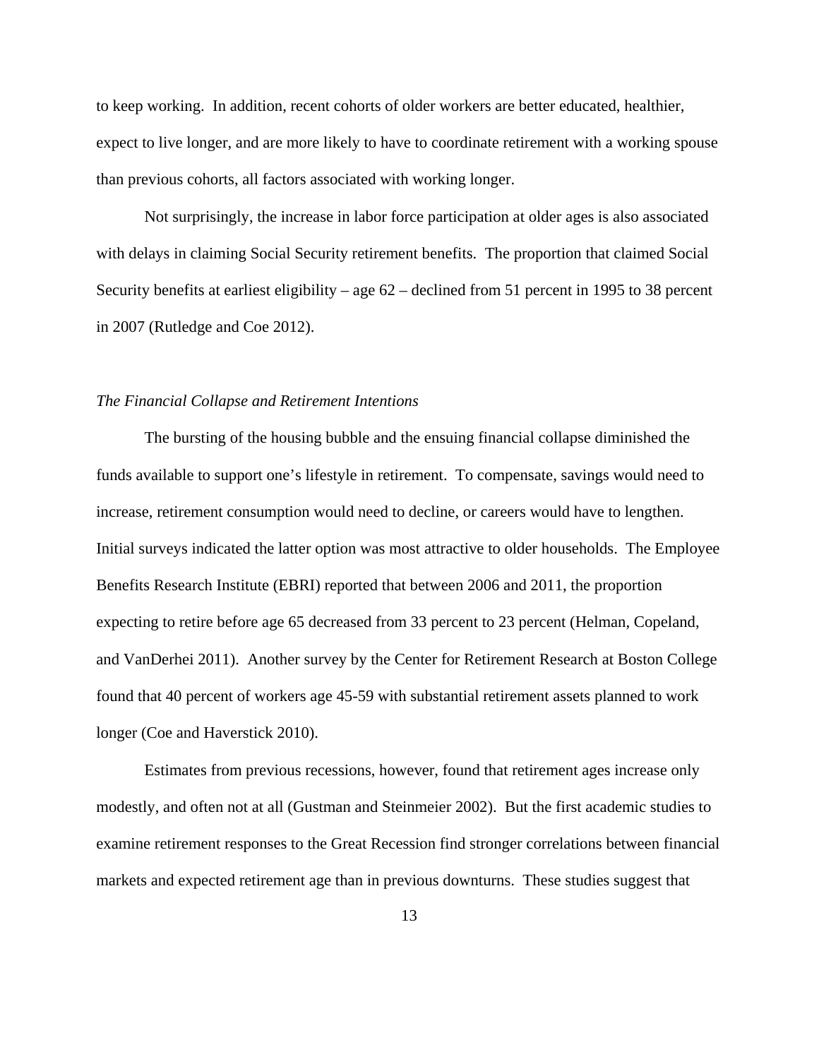to keep working. In addition, recent cohorts of older workers are better educated, healthier, expect to live longer, and are more likely to have to coordinate retirement with a working spouse than previous cohorts, all factors associated with working longer.

Not surprisingly, the increase in labor force participation at older ages is also associated with delays in claiming Social Security retirement benefits. The proportion that claimed Social Security benefits at earliest eligibility – age 62 – declined from 51 percent in 1995 to 38 percent in 2007 (Rutledge and Coe 2012).

*The Financial Collapse and Retirement Intentions*

The bursting of the housing bubble and the ensuing financial collapse diminished the funds available to support one's lifestyle in retirement. To compensate, savings would need to increase, retirement consumption would need to decline, or careers would have to lengthen. Initial surveys indicated the latter option was most attractive to older households. The Employee Benefits Research Institute (EBRI) reported that between 2006 and 2011, the proportion expecting to retire before age 65 decreased from 33 percent to 23 percent (Helman, Copeland, and VanDerhei 2011). Another survey by the Center for Retirement Research at Boston College found that 40 percent of workers age 45-59 with substantial retirement assets planned to work longer (Coe and Haverstick 2010).

Estimates from previous recessions, however, found that retirement ages increase only modestly, and often not at all (Gustman and Steinmeier 2002). But the first academic studies to examine retirement responses to the Great Recession find stronger correlations between financial markets and expected retirement age than in previous downturns. These studies suggest that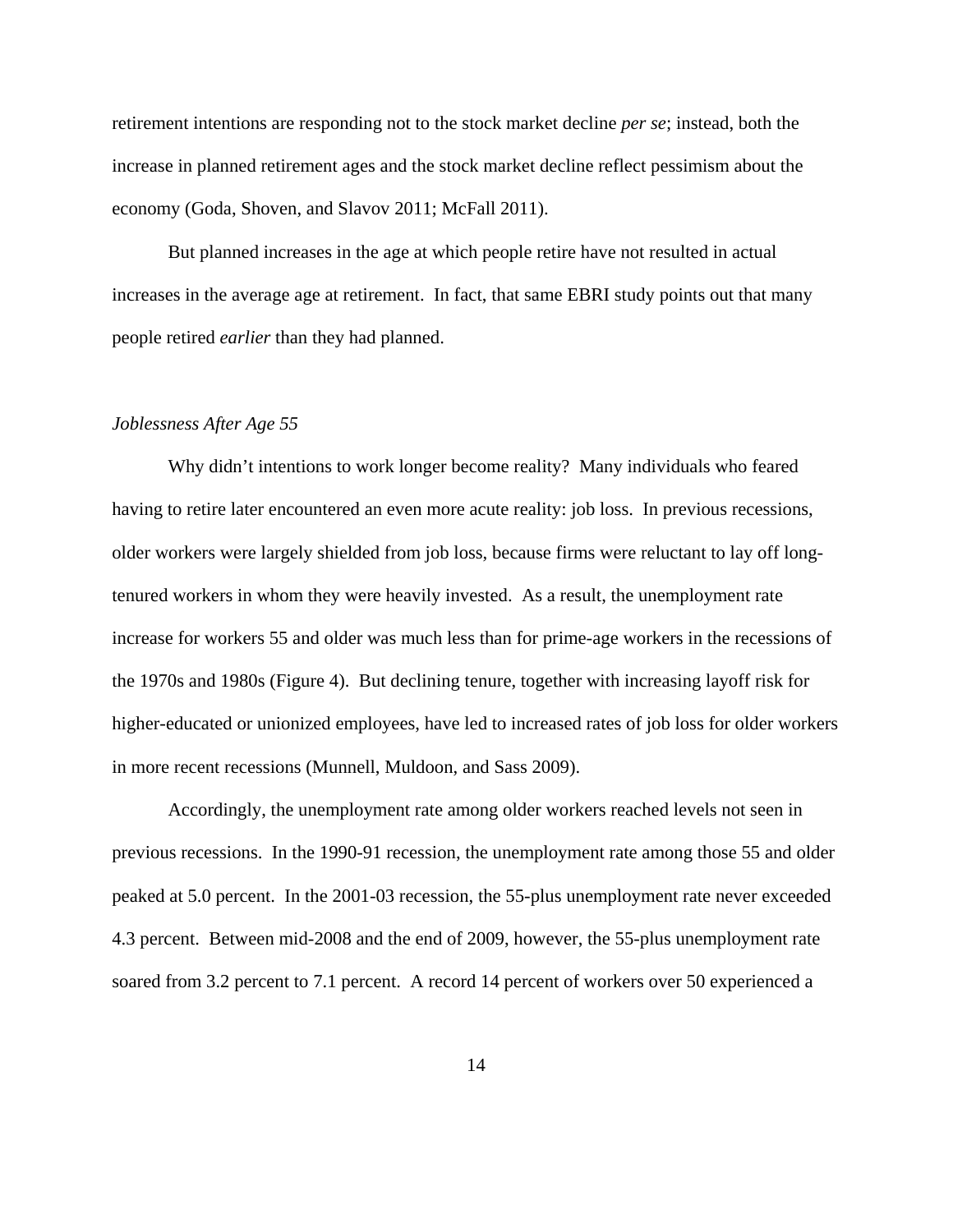retirement intentions are responding not to the stock market decline *per se*; instead, both the increase in planned retirement ages and the stock market decline reflect pessimism about the economy (Goda, Shoven, and Slavov 2011; McFall 2011).

But planned increases in the age at which people retire have not resulted in actual increases in the average age at retirement. In fact, that same EBRI study points out that many people retired *earlier* than they had planned.

*Joblessness After Age 55*

Why didn't intentions to work longer become reality? Many individuals who feared having to retire later encountered an even more acute reality: job loss. In previous recessions, older workers were largely shielded from job loss, because firms were reluctant to lay off long-tenured workers in whom they were heavily invested. As a result, the unemployment rate increase for workers 55 and older was much less than for prime-age workers in the recessions of the 1970s and 1980s (Figure 4). But declining tenure, together with increasing layoff risk for higher-educated or unionized employees, have led to increased rates of job loss for older workers in more recent recessions (Munnell, Muldoon, and Sass 2009).

Accordingly, the unemployment rate among older workers reached levels not seen in previous recessions. In the 1990-91 recession, the unemployment rate among those 55 and older peaked at 5.0 percent. In the 2001-03 recession, the 55-plus unemployment rate never exceeded 4.3 percent. Between mid-2008 and the end of 2009, however, the 55-plus unemployment rate soared from 3.2 percent to 7.1 percent. A record 14 percent of workers over 50 experienced a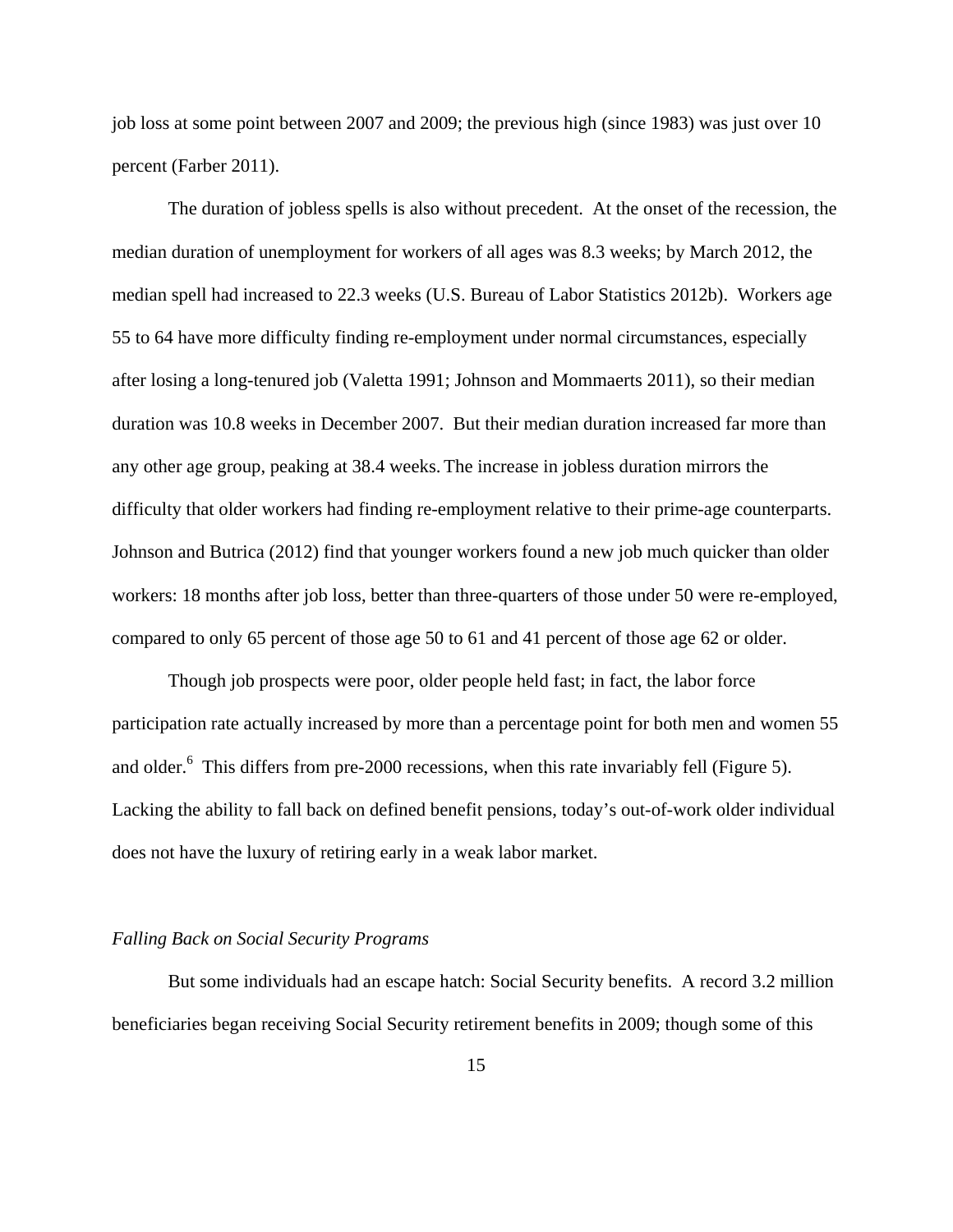job loss at some point between 2007 and 2009; the previous high (since 1983) was just over 10 percent (Farber 2011).

The duration of jobless spells is also without precedent. At the onset of the recession, the median duration of unemployment for workers of all ages was 8.3 weeks; by March 2012, the median spell had increased to 22.3 weeks (U.S. Bureau of Labor Statistics 2012b). Workers age 55 to 64 have more difficulty finding re-employment under normal circumstances, especially after losing a long-tenured job (Valetta 1991; Johnson and Mommaerts 2011), so their median duration was 10.8 weeks in December 2007. But their median duration increased far more than any other age group, peaking at 38.4 weeks. The increase in jobless duration mirrors the difficulty that older workers had finding re-employment relative to their prime-age counterparts. Johnson and Butrica (2012) find that younger workers found a new job much quicker than older workers: 18 months after job loss, better than three-quarters of those under 50 were re-employed, compared to only 65 percent of those age 50 to 61 and 41 percent of those age 62 or older.

Though job prospects were poor, older people held fast; in fact, the labor force participation rate actually increased by more than a percentage point for both men and women 55 and older.[6] This differs from pre-2000 recessions, when this rate invariably fell (Figure 5). Lacking the ability to fall back on defined benefit pensions, today's out-of-work older individual does not have the luxury of retiring early in a weak labor market.

*Falling Back on Social Security Programs*

But some individuals had an escape hatch: Social Security benefits. A record 3.2 million beneficiaries began receiving Social Security retirement benefits in 2009; though some of this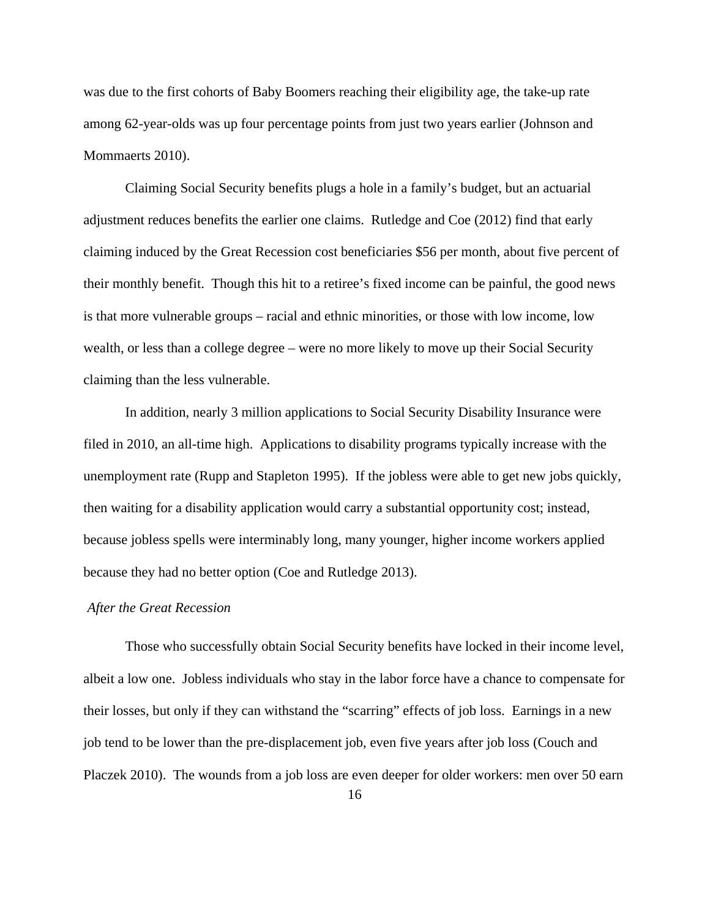was due to the first cohorts of Baby Boomers reaching their eligibility age, the take-up rate among 62-year-olds was up four percentage points from just two years earlier (Johnson and Mommaerts 2010).

Claiming Social Security benefits plugs a hole in a family's budget, but an actuarial adjustment reduces benefits the earlier one claims. Rutledge and Coe (2012) find that early claiming induced by the Great Recession cost beneficiaries $56 per month, about five percent of their monthly benefit. Though this hit to a retiree's fixed income can be painful, the good news is that more vulnerable groups – racial and ethnic minorities, or those with low income, low wealth, or less than a college degree – were no more likely to move up their Social Security claiming than the less vulnerable.

In addition, nearly 3 million applications to Social Security Disability Insurance were filed in 2010, an all-time high. Applications to disability programs typically increase with the unemployment rate (Rupp and Stapleton 1995). If the jobless were able to get new jobs quickly, then waiting for a disability application would carry a substantial opportunity cost; instead, because jobless spells were interminably long, many younger, higher income workers applied because they had no better option (Coe and Rutledge 2013).

*After the Great Recession*

Those who successfully obtain Social Security benefits have locked in their income level, albeit a low one. Jobless individuals who stay in the labor force have a chance to compensate for their losses, but only if they can withstand the "scarring" effects of job loss. Earnings in a new job tend to be lower than the pre-displacement job, even five years after job loss (Couch and Placzek 2010). The wounds from a job loss are even deeper for older workers: men over 50 earn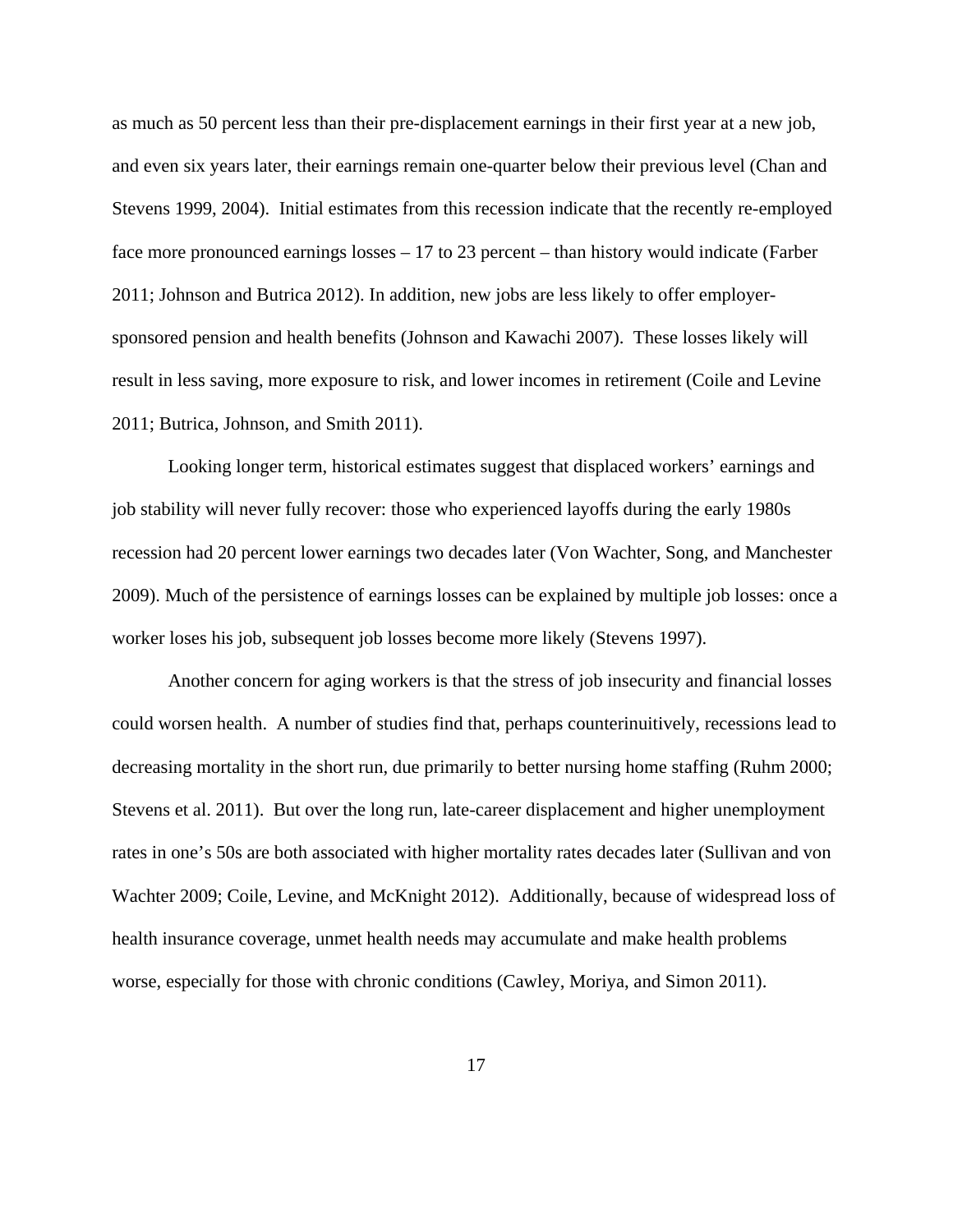as much as 50 percent less than their pre-displacement earnings in their first year at a new job, and even six years later, their earnings remain one-quarter below their previous level (Chan and Stevens 1999, 2004). Initial estimates from this recession indicate that the recently re-employed face more pronounced earnings losses – 17 to 23 percent – than history would indicate (Farber 2011; Johnson and Butrica 2012). In addition, new jobs are less likely to offer employer-sponsored pension and health benefits (Johnson and Kawachi 2007). These losses likely will result in less saving, more exposure to risk, and lower incomes in retirement (Coile and Levine 2011; Butrica, Johnson, and Smith 2011).

Looking longer term, historical estimates suggest that displaced workers' earnings and job stability will never fully recover: those who experienced layoffs during the early 1980s recession had 20 percent lower earnings two decades later (Von Wachter, Song, and Manchester 2009). Much of the persistence of earnings losses can be explained by multiple job losses: once a worker loses his job, subsequent job losses become more likely (Stevens 1997).

Another concern for aging workers is that the stress of job insecurity and financial losses could worsen health. A number of studies find that, perhaps counterinuitively, recessions lead to decreasing mortality in the short run, due primarily to better nursing home staffing (Ruhm 2000; Stevens et al. 2011). But over the long run, late-career displacement and higher unemployment rates in one's 50s are both associated with higher mortality rates decades later (Sullivan and von Wachter 2009; Coile, Levine, and McKnight 2012). Additionally, because of widespread loss of health insurance coverage, unmet health needs may accumulate and make health problems worse, especially for those with chronic conditions (Cawley, Moriya, and Simon 2011).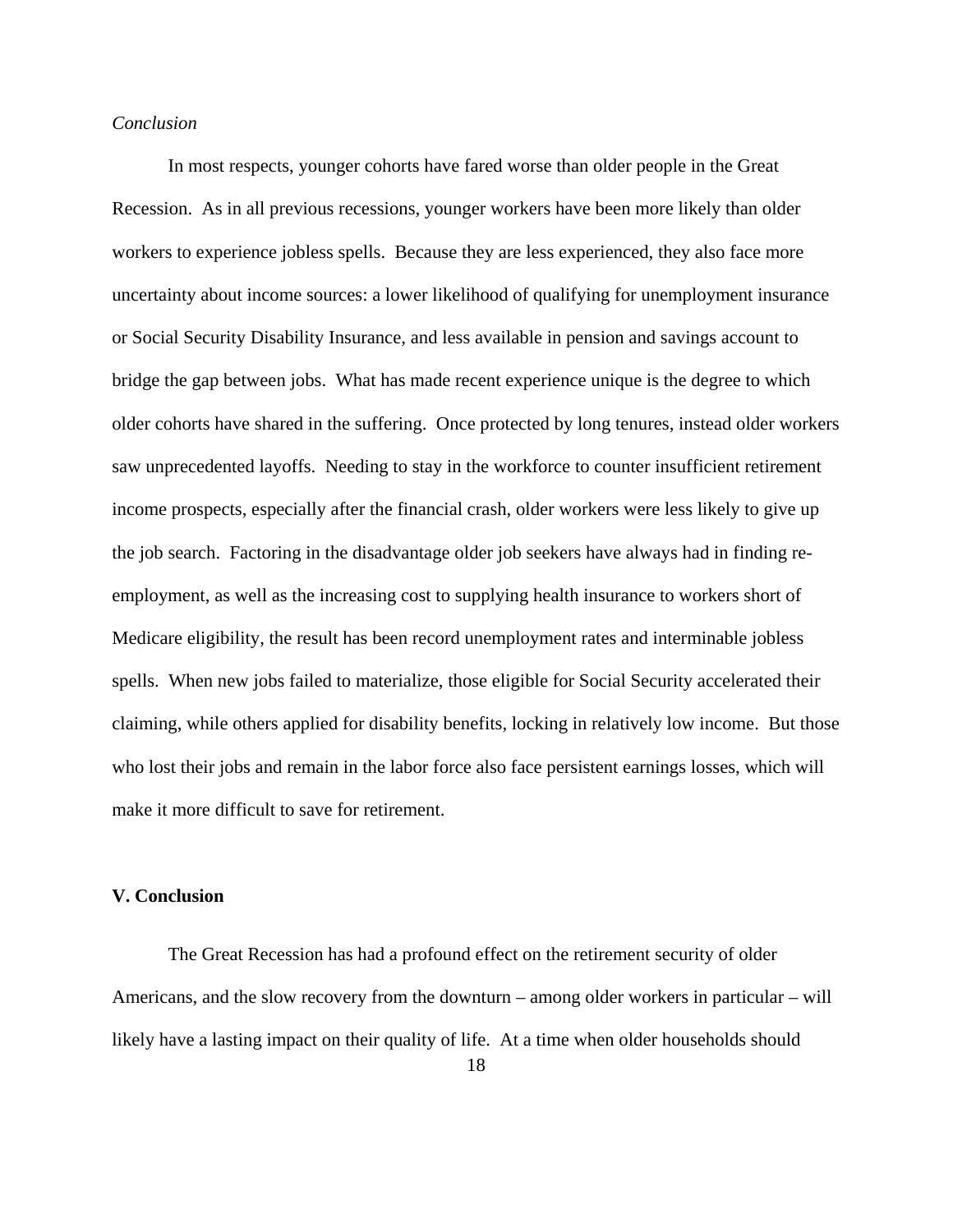*Conclusion*

In most respects, younger cohorts have fared worse than older people in the Great Recession. As in all previous recessions, younger workers have been more likely than older workers to experience jobless spells. Because they are less experienced, they also face more uncertainty about income sources: a lower likelihood of qualifying for unemployment insurance or Social Security Disability Insurance, and less available in pension and savings account to bridge the gap between jobs. What has made recent experience unique is the degree to which older cohorts have shared in the suffering. Once protected by long tenures, instead older workers saw unprecedented layoffs. Needing to stay in the workforce to counter insufficient retirement income prospects, especially after the financial crash, older workers were less likely to give up the job search. Factoring in the disadvantage older job seekers have always had in finding re-employment, as well as the increasing cost to supplying health insurance to workers short of Medicare eligibility, the result has been record unemployment rates and interminable jobless spells. When new jobs failed to materialize, those eligible for Social Security accelerated their claiming, while others applied for disability benefits, locking in relatively low income. But those who lost their jobs and remain in the labor force also face persistent earnings losses, which will make it more difficult to save for retirement.

## V. Conclusion

The Great Recession has had a profound effect on the retirement security of older Americans, and the slow recovery from the downturn – among older workers in particular – will likely have a lasting impact on their quality of life. At a time when older households should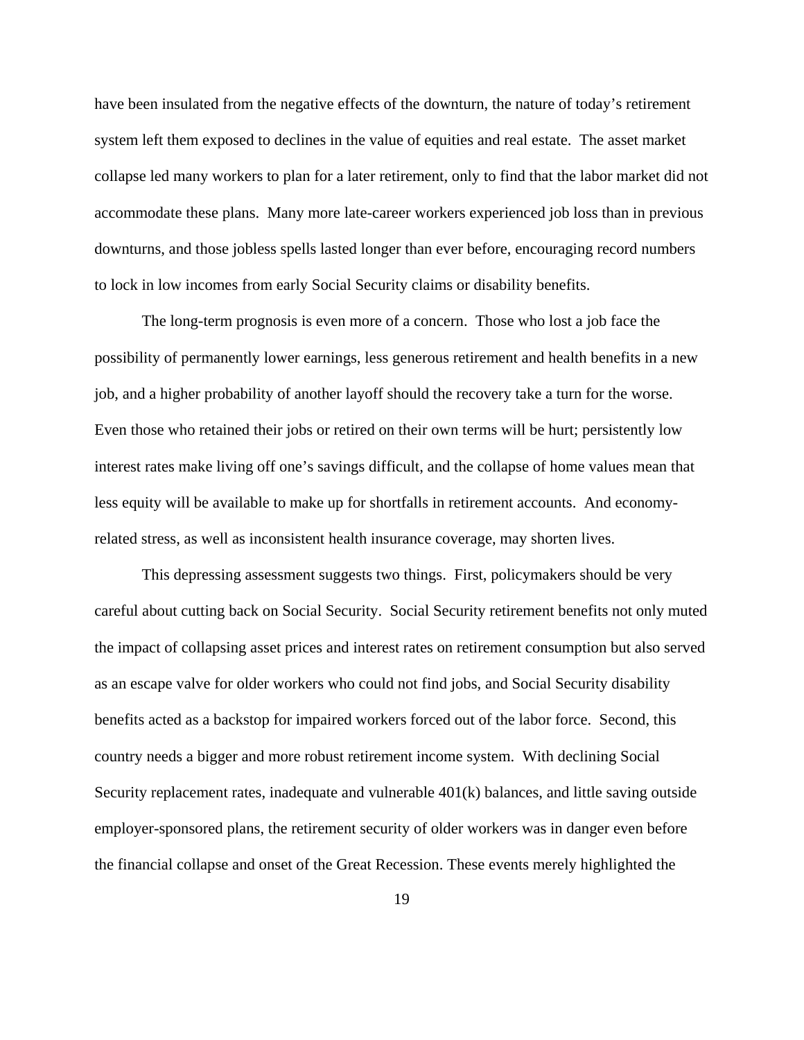have been insulated from the negative effects of the downturn, the nature of today's retirement system left them exposed to declines in the value of equities and real estate. The asset market collapse led many workers to plan for a later retirement, only to find that the labor market did not accommodate these plans. Many more late-career workers experienced job loss than in previous downturns, and those jobless spells lasted longer than ever before, encouraging record numbers to lock in low incomes from early Social Security claims or disability benefits.

The long-term prognosis is even more of a concern. Those who lost a job face the possibility of permanently lower earnings, less generous retirement and health benefits in a new job, and a higher probability of another layoff should the recovery take a turn for the worse. Even those who retained their jobs or retired on their own terms will be hurt; persistently low interest rates make living off one's savings difficult, and the collapse of home values mean that less equity will be available to make up for shortfalls in retirement accounts. And economy-related stress, as well as inconsistent health insurance coverage, may shorten lives.

This depressing assessment suggests two things. First, policymakers should be very careful about cutting back on Social Security. Social Security retirement benefits not only muted the impact of collapsing asset prices and interest rates on retirement consumption but also served as an escape valve for older workers who could not find jobs, and Social Security disability benefits acted as a backstop for impaired workers forced out of the labor force. Second, this country needs a bigger and more robust retirement income system. With declining Social Security replacement rates, inadequate and vulnerable 401(k) balances, and little saving outside employer-sponsored plans, the retirement security of older workers was in danger even before the financial collapse and onset of the Great Recession. These events merely highlighted the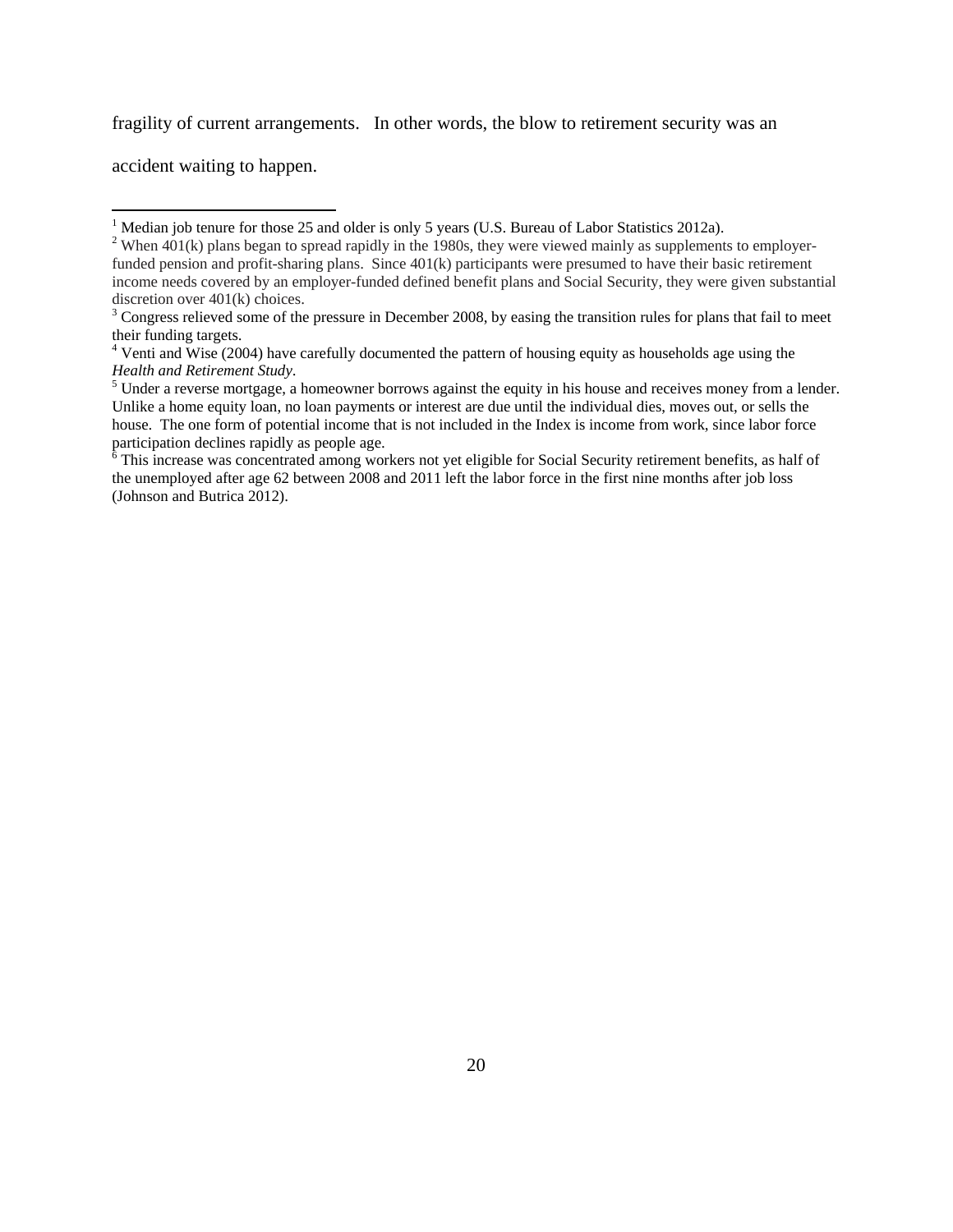fragility of current arrangements. In other words, the blow to retirement security was an accident waiting to happen.

---

[1] Median job tenure for those 25 and older is only 5 years (U.S. Bureau of Labor Statistics 2012a).

[2] When 401(k) plans began to spread rapidly in the 1980s, they were viewed mainly as supplements to employer-funded pension and profit-sharing plans. Since 401(k) participants were presumed to have their basic retirement income needs covered by an employer-funded defined benefit plans and Social Security, they were given substantial discretion over 401(k) choices.

[3] Congress relieved some of the pressure in December 2008, by easing the transition rules for plans that fail to meet their funding targets.

[4] Venti and Wise (2004) have carefully documented the pattern of housing equity as households age using the *Health and Retirement Study*.

[5] Under a reverse mortgage, a homeowner borrows against the equity in his house and receives money from a lender. Unlike a home equity loan, no loan payments or interest are due until the individual dies, moves out, or sells the house. The one form of potential income that is not included in the Index is income from work, since labor force participation declines rapidly as people age.

[6] This increase was concentrated among workers not yet eligible for Social Security retirement benefits, as half of the unemployed after age 62 between 2008 and 2011 left the labor force in the first nine months after job loss (Johnson and Butrica 2012).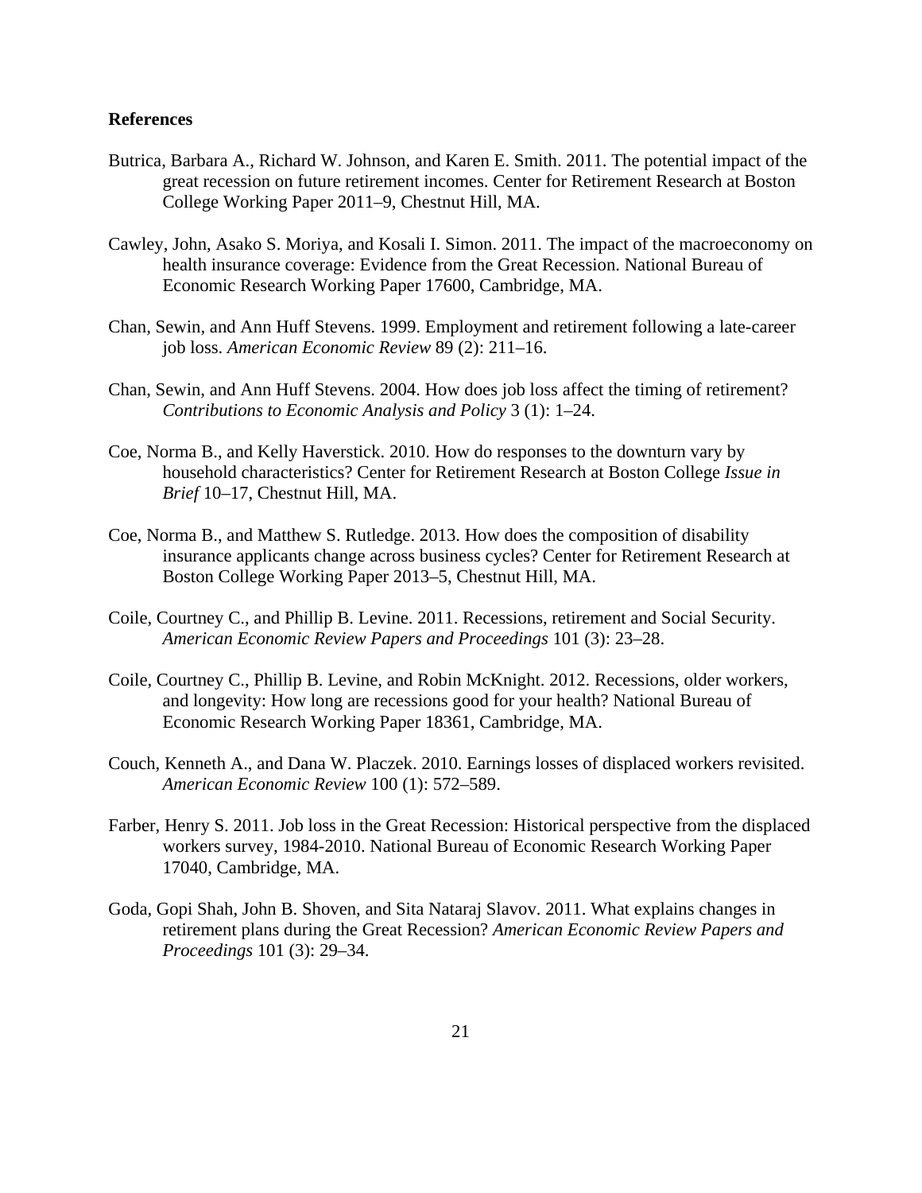**References**

Butrica, Barbara A., Richard W. Johnson, and Karen E. Smith. 2011. The potential impact of the great recession on future retirement incomes. Center for Retirement Research at Boston College Working Paper 2011–9, Chestnut Hill, MA.

Cawley, John, Asako S. Moriya, and Kosali I. Simon. 2011. The impact of the macroeconomy on health insurance coverage: Evidence from the Great Recession. National Bureau of Economic Research Working Paper 17600, Cambridge, MA.

Chan, Sewin, and Ann Huff Stevens. 1999. Employment and retirement following a late-career job loss. *American Economic Review* 89 (2): 211–16.

Chan, Sewin, and Ann Huff Stevens. 2004. How does job loss affect the timing of retirement? *Contributions to Economic Analysis and Policy* 3 (1): 1–24.

Coe, Norma B., and Kelly Haverstick. 2010. How do responses to the downturn vary by household characteristics? Center for Retirement Research at Boston College *Issue in Brief* 10–17, Chestnut Hill, MA.

Coe, Norma B., and Matthew S. Rutledge. 2013. How does the composition of disability insurance applicants change across business cycles? Center for Retirement Research at Boston College Working Paper 2013–5, Chestnut Hill, MA.

Coile, Courtney C., and Phillip B. Levine. 2011. Recessions, retirement and Social Security. *American Economic Review Papers and Proceedings* 101 (3): 23–28.

Coile, Courtney C., Phillip B. Levine, and Robin McKnight. 2012. Recessions, older workers, and longevity: How long are recessions good for your health? National Bureau of Economic Research Working Paper 18361, Cambridge, MA.

Couch, Kenneth A., and Dana W. Placzek. 2010. Earnings losses of displaced workers revisited. *American Economic Review* 100 (1): 572–589.

Farber, Henry S. 2011. Job loss in the Great Recession: Historical perspective from the displaced workers survey, 1984-2010. National Bureau of Economic Research Working Paper 17040, Cambridge, MA.

Goda, Gopi Shah, John B. Shoven, and Sita Nataraj Slavov. 2011. What explains changes in retirement plans during the Great Recession? *American Economic Review Papers and Proceedings* 101 (3): 29–34.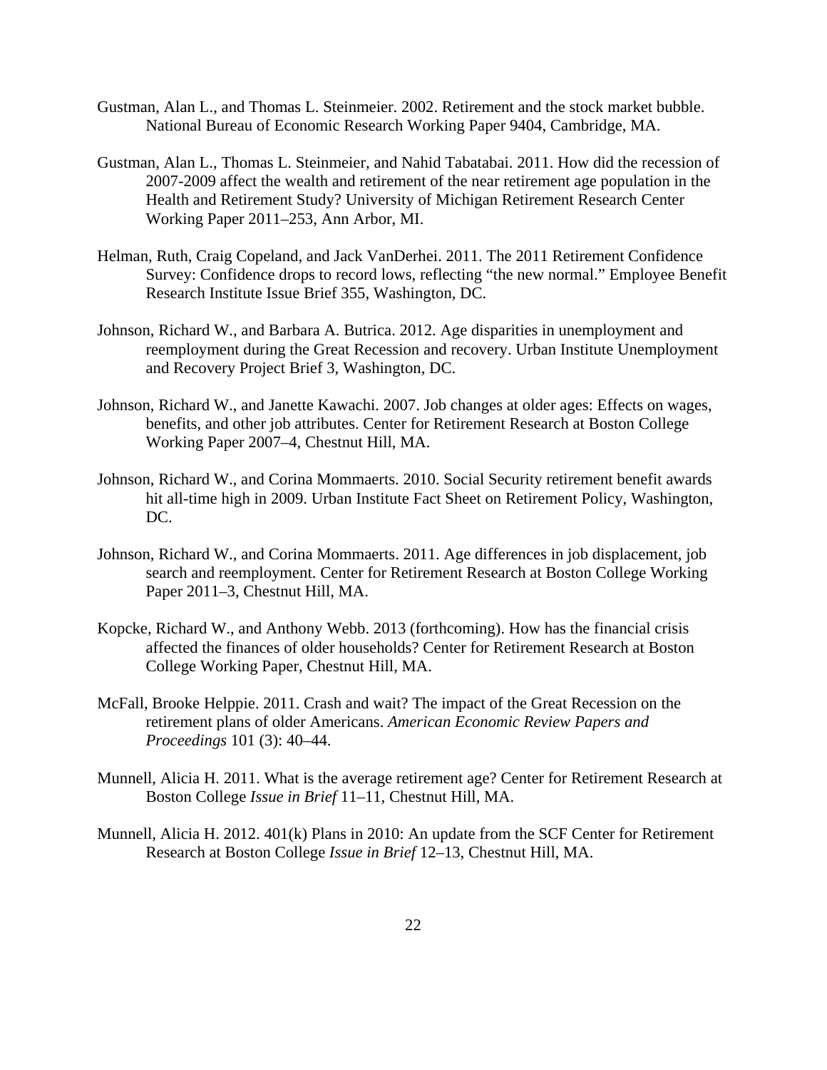Gustman, Alan L., and Thomas L. Steinmeier. 2002. Retirement and the stock market bubble. National Bureau of Economic Research Working Paper 9404, Cambridge, MA.

Gustman, Alan L., Thomas L. Steinmeier, and Nahid Tabatabai. 2011. How did the recession of 2007-2009 affect the wealth and retirement of the near retirement age population in the Health and Retirement Study? University of Michigan Retirement Research Center Working Paper 2011–253, Ann Arbor, MI.

Helman, Ruth, Craig Copeland, and Jack VanDerhei. 2011. The 2011 Retirement Confidence Survey: Confidence drops to record lows, reflecting "the new normal." Employee Benefit Research Institute Issue Brief 355, Washington, DC.

Johnson, Richard W., and Barbara A. Butrica. 2012. Age disparities in unemployment and reemployment during the Great Recession and recovery. Urban Institute Unemployment and Recovery Project Brief 3, Washington, DC.

Johnson, Richard W., and Janette Kawachi. 2007. Job changes at older ages: Effects on wages, benefits, and other job attributes. Center for Retirement Research at Boston College Working Paper 2007–4, Chestnut Hill, MA.

Johnson, Richard W., and Corina Mommaerts. 2010. Social Security retirement benefit awards hit all-time high in 2009. Urban Institute Fact Sheet on Retirement Policy, Washington, DC.

Johnson, Richard W., and Corina Mommaerts. 2011. Age differences in job displacement, job search and reemployment. Center for Retirement Research at Boston College Working Paper 2011–3, Chestnut Hill, MA.

Kopcke, Richard W., and Anthony Webb. 2013 (forthcoming). How has the financial crisis affected the finances of older households? Center for Retirement Research at Boston College Working Paper, Chestnut Hill, MA.

McFall, Brooke Helppie. 2011. Crash and wait? The impact of the Great Recession on the retirement plans of older Americans. *American Economic Review Papers and Proceedings* 101 (3): 40–44.

Munnell, Alicia H. 2011. What is the average retirement age? Center for Retirement Research at Boston College *Issue in Brief* 11–11, Chestnut Hill, MA.

Munnell, Alicia H. 2012. 401(k) Plans in 2010: An update from the SCF Center for Retirement Research at Boston College *Issue in Brief* 12–13, Chestnut Hill, MA.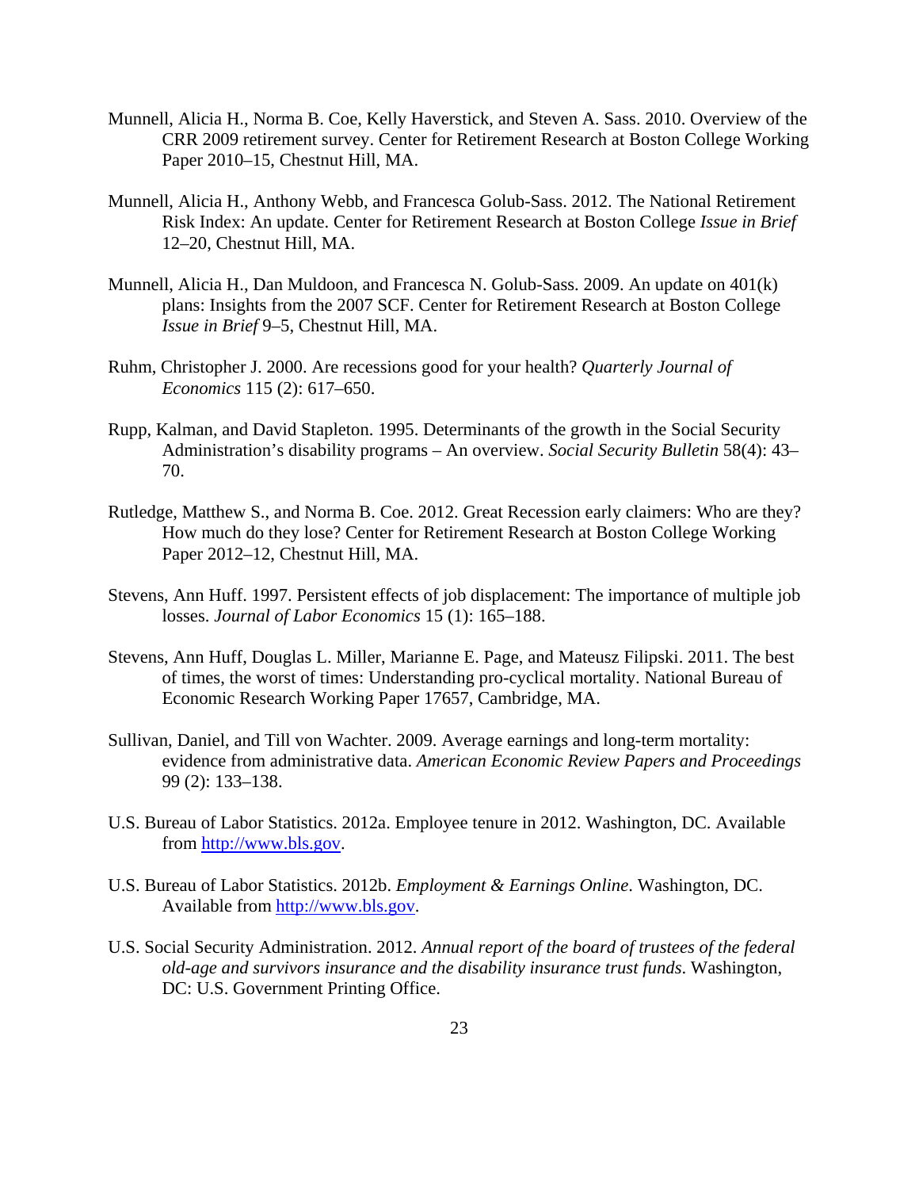Munnell, Alicia H., Norma B. Coe, Kelly Haverstick, and Steven A. Sass. 2010. Overview of the CRR 2009 retirement survey. Center for Retirement Research at Boston College Working Paper 2010–15, Chestnut Hill, MA.

Munnell, Alicia H., Anthony Webb, and Francesca Golub-Sass. 2012. The National Retirement Risk Index: An update. Center for Retirement Research at Boston College *Issue in Brief* 12–20, Chestnut Hill, MA.

Munnell, Alicia H., Dan Muldoon, and Francesca N. Golub-Sass. 2009. An update on 401(k) plans: Insights from the 2007 SCF. Center for Retirement Research at Boston College *Issue in Brief* 9–5, Chestnut Hill, MA.

Ruhm, Christopher J. 2000. Are recessions good for your health? *Quarterly Journal of Economics* 115 (2): 617–650.

Rupp, Kalman, and David Stapleton. 1995. Determinants of the growth in the Social Security Administration's disability programs – An overview. *Social Security Bulletin* 58(4): 43–70.

Rutledge, Matthew S., and Norma B. Coe. 2012. Great Recession early claimers: Who are they? How much do they lose? Center for Retirement Research at Boston College Working Paper 2012–12, Chestnut Hill, MA.

Stevens, Ann Huff. 1997. Persistent effects of job displacement: The importance of multiple job losses. *Journal of Labor Economics* 15 (1): 165–188.

Stevens, Ann Huff, Douglas L. Miller, Marianne E. Page, and Mateusz Filipski. 2011. The best of times, the worst of times: Understanding pro-cyclical mortality. National Bureau of Economic Research Working Paper 17657, Cambridge, MA.

Sullivan, Daniel, and Till von Wachter. 2009. Average earnings and long-term mortality: evidence from administrative data. *American Economic Review Papers and Proceedings* 99 (2): 133–138.

U.S. Bureau of Labor Statistics. 2012a. Employee tenure in 2012. Washington, DC. Available from http://www.bls.gov.

U.S. Bureau of Labor Statistics. 2012b. *Employment & Earnings Online*. Washington, DC. Available from http://www.bls.gov.

U.S. Social Security Administration. 2012. *Annual report of the board of trustees of the federal old-age and survivors insurance and the disability insurance trust funds*. Washington, DC: U.S. Government Printing Office.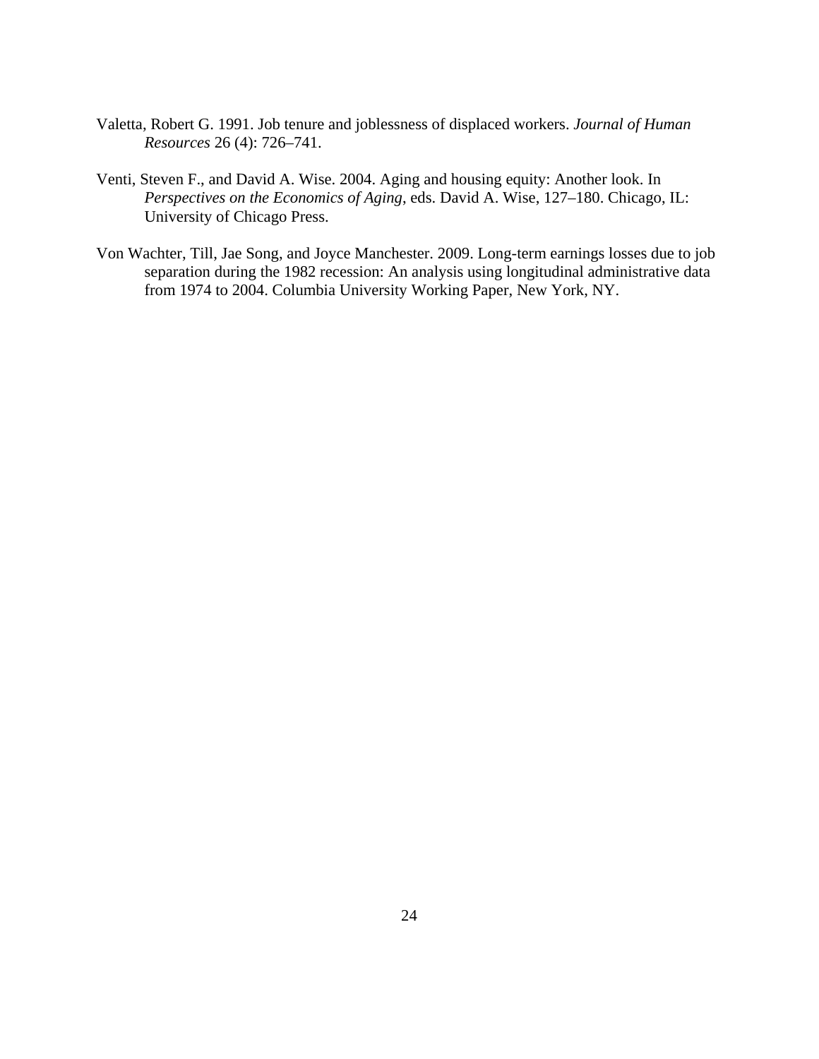Valetta, Robert G. 1991. Job tenure and joblessness of displaced workers. *Journal of Human Resources* 26 (4): 726–741.

Venti, Steven F., and David A. Wise. 2004. Aging and housing equity: Another look. In *Perspectives on the Economics of Aging*, eds. David A. Wise, 127–180. Chicago, IL: University of Chicago Press.

Von Wachter, Till, Jae Song, and Joyce Manchester. 2009. Long-term earnings losses due to job separation during the 1982 recession: An analysis using longitudinal administrative data from 1974 to 2004. Columbia University Working Paper, New York, NY.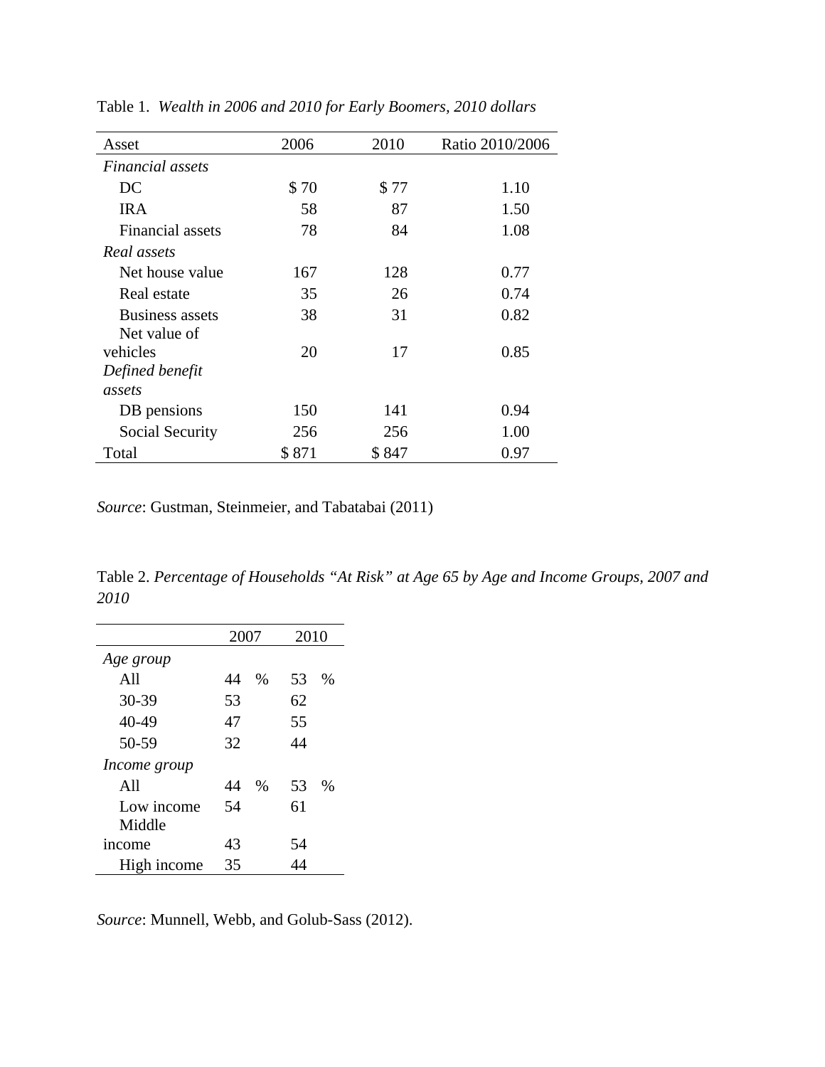Table 1. *Wealth in 2006 and 2010 for Early Boomers, 2010 dollars*

| Asset | 2006 | 2010 | Ratio 2010/2006 |
|---|---|---|---|
| *Financial assets* | | | |
| DC | $ 70 | $ 77 | 1.10 |
| IRA | 58 | 87 | 1.50 |
| Financial assets | 78 | 84 | 1.08 |
| *Real assets* | | | |
| Net house value | 167 | 128 | 0.77 |
| Real estate | 35 | 26 | 0.74 |
| Business assets | 38 | 31 | 0.82 |
| Net value of vehicles | 20 | 17 | 0.85 |
| *Defined benefit assets* | | | |
| DB pensions | 150 | 141 | 0.94 |
| Social Security | 256 | 256 | 1.00 |
| Total | $ 871 | $ 847 | 0.97 |

*Source*: Gustman, Steinmeier, and Tabatabai (2011)

Table 2. *Percentage of Households "At Risk" at Age 65 by Age and Income Groups, 2007 and 2010*

| | 2007 | 2010 |
|---|---|---|
| *Age group* | | |
| All | 44 % | 53 % |
| 30-39 | 53 | 62 |
| 40-49 | 47 | 55 |
| 50-59 | 32 | 44 |
| *Income group* | | |
| All | 44 % | 53 % |
| Low income | 54 | 61 |
| Middle income | 43 | 54 |
| High income | 35 | 44 |

*Source*: Munnell, Webb, and Golub-Sass (2012).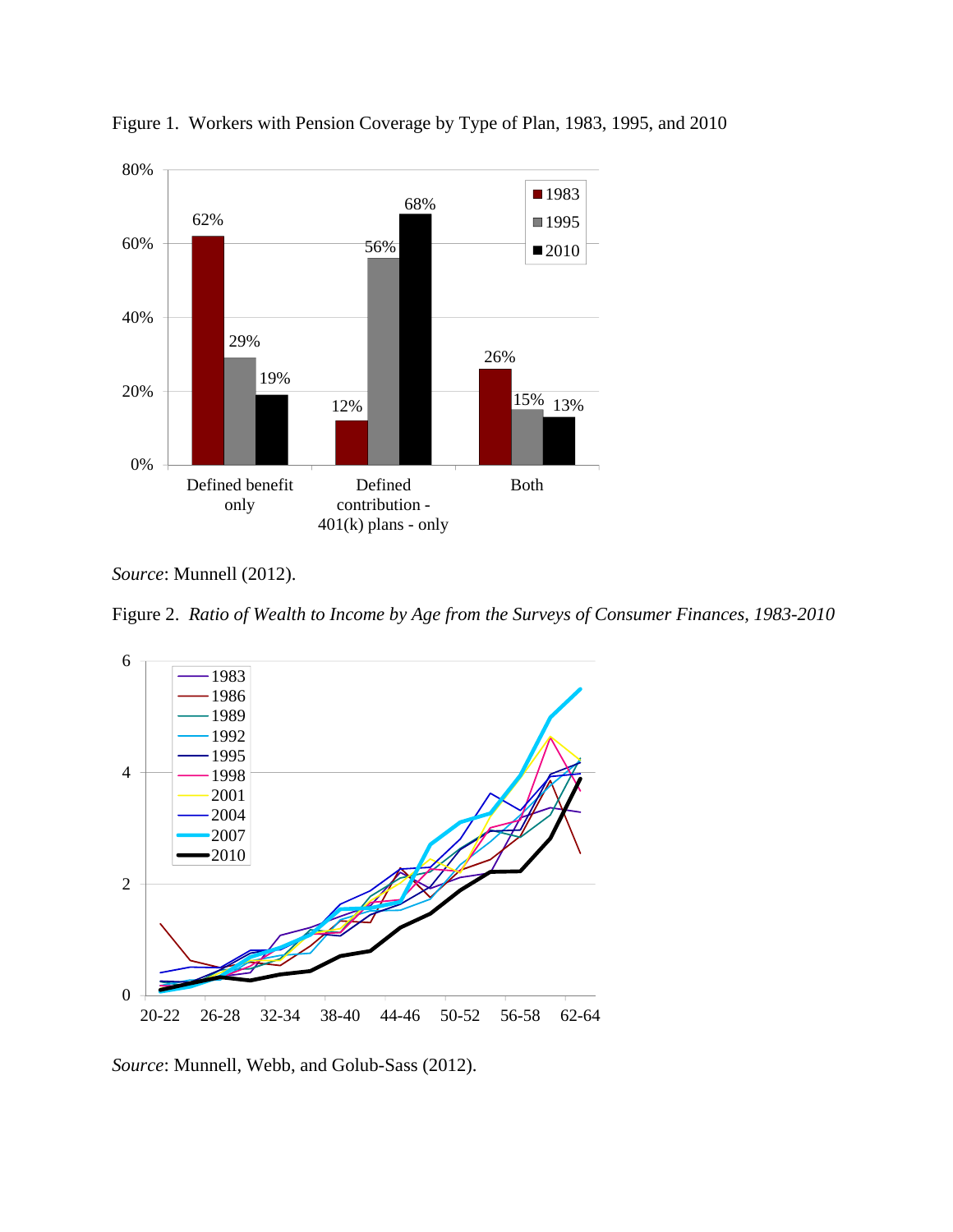Figure 1. Workers with Pension Coverage by Type of Plan, 1983, 1995, and 2010

| | 1983 | 1995 | 2010 |
|---|---|---|---|
| Defined benefit only | 62% | 29% | 19% |
| Defined contribution - 401(k) plans - only | 12% | 56% | 68% |
| Both | 26% | 15% | 13% |

*Source*: Munnell (2012).

Figure 2. *Ratio of Wealth to Income by Age from the Surveys of Consumer Finances, 1983-2010*

*Source*: Munnell, Webb, and Golub-Sass (2012).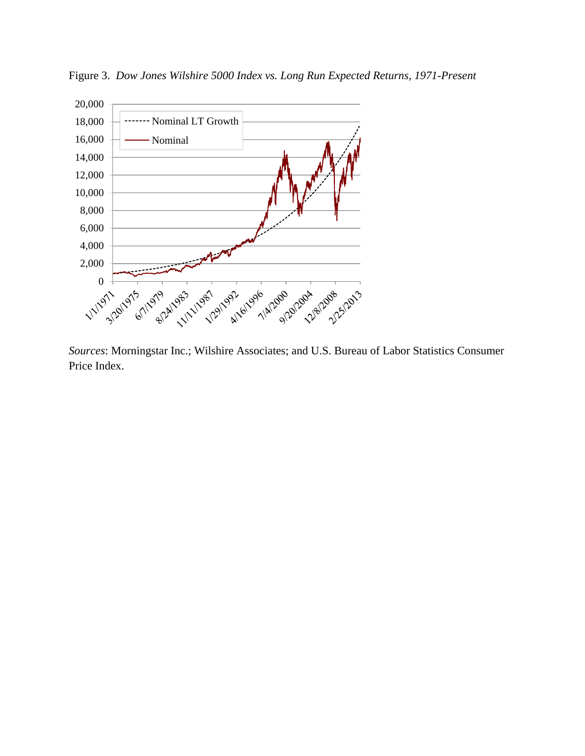Figure 3. *Dow Jones Wilshire 5000 Index vs. Long Run Expected Returns, 1971-Present*

*Sources*: Morningstar Inc.; Wilshire Associates; and U.S. Bureau of Labor Statistics Consumer Price Index.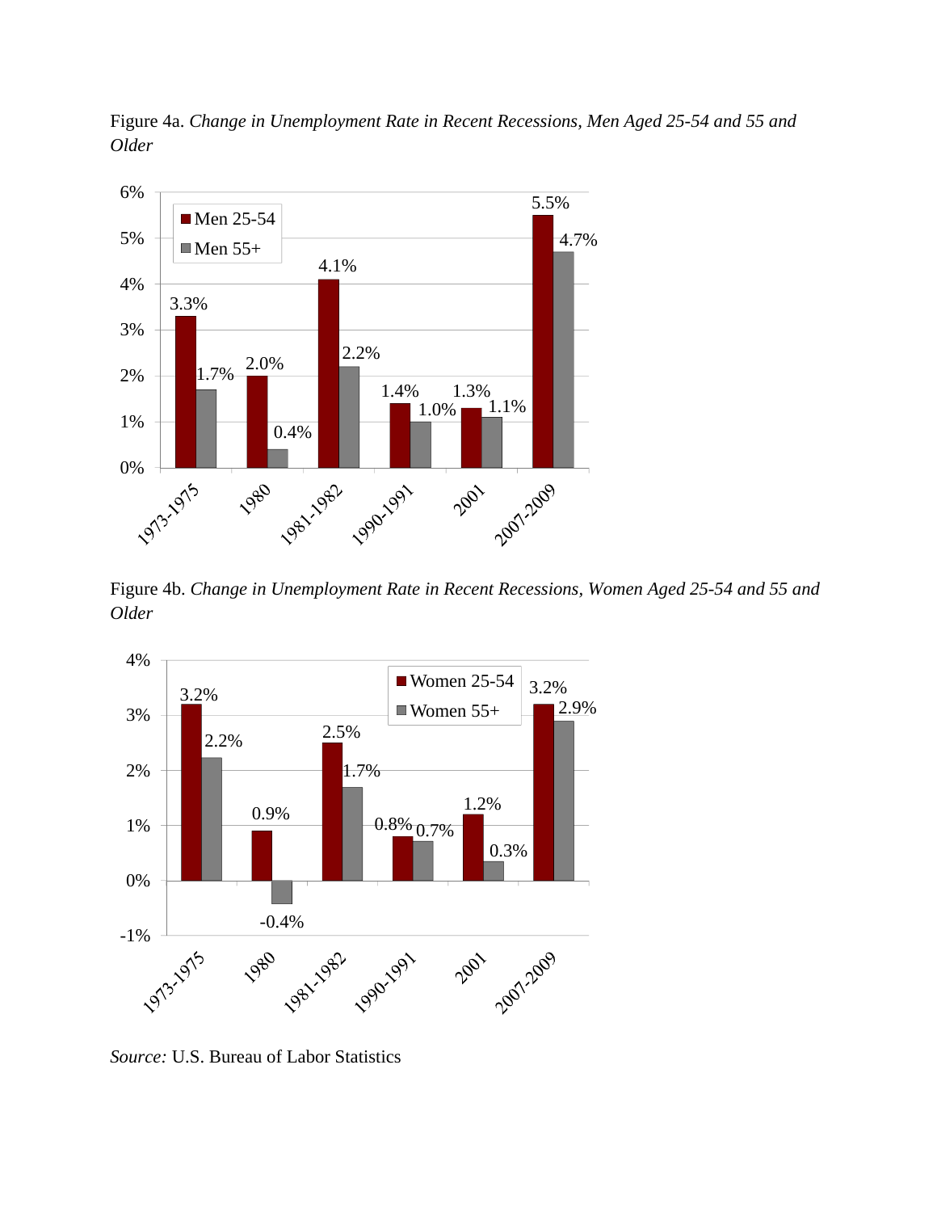Figure 4a. *Change in Unemployment Rate in Recent Recessions, Men Aged 25-54 and 55 and Older*

| Recession | Men 25-54 | Men 55+ |
|---|---|---|
| 1973-1975 | 3.3% | 1.7% |
| 1980 | 2.0% | 0.4% |
| 1981-1982 | 4.1% | 2.2% |
| 1990-1991 | 1.4% | 1.0% |
| 2001 | 1.3% | 1.1% |
| 2007-2009 | 5.5% | 4.7% |

Figure 4b. *Change in Unemployment Rate in Recent Recessions, Women Aged 25-54 and 55 and Older*

| Recession | Women 25-54 | Women 55+ |
|---|---|---|
| 1973-1975 | 3.2% | 2.2% |
| 1980 | 0.9% | -0.4% |
| 1981-1982 | 2.5% | 1.7% |
| 1990-1991 | 0.8% | 0.7% |
| 2001 | 1.2% | 0.3% |
| 2007-2009 | 3.2% | 2.9% |

*Source:* U.S. Bureau of Labor Statistics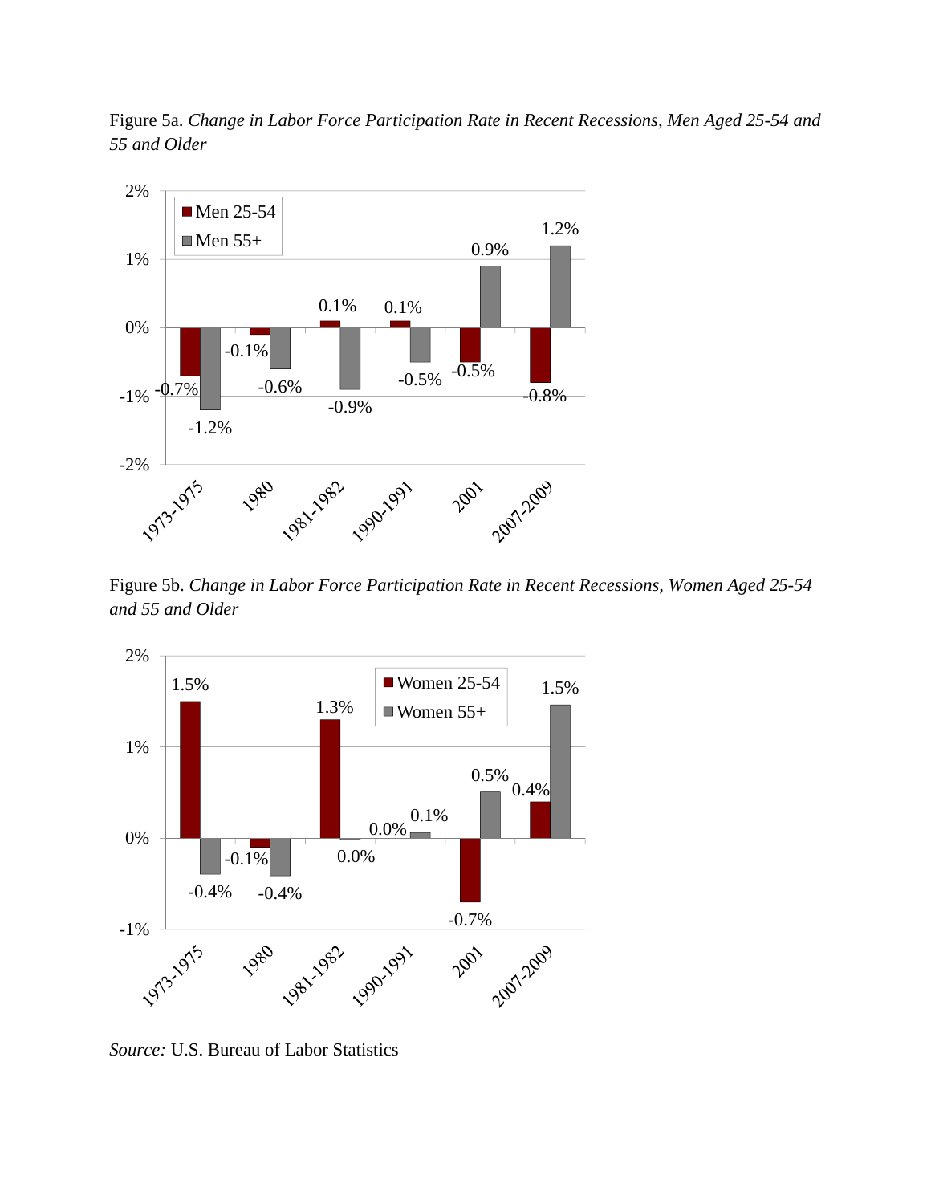Figure 5a. *Change in Labor Force Participation Rate in Recent Recessions, Men Aged 25-54 and 55 and Older*

Men 25-54
Men 55+

2%
1%
0%
-1%
-2%

-0.7%
-1.2%
-0.1%
-0.6%
0.1%
-0.9%
0.1%
-0.5%
-0.5%
0.9%
-0.8%
1.2%

1973-1975
1980
1981-1982
1990-1991
2001
2007-2009

Figure 5b. *Change in Labor Force Participation Rate in Recent Recessions, Women Aged 25-54 and 55 and Older*

Women 25-54
Women 55+

2%
1%
0%
-1%

1.5%
-0.4%
-0.1%
-0.4%
1.3%
0.0%
0.0%
0.1%
-0.7%
0.5%
0.4%
1.5%

1973-1975
1980
1981-1982
1990-1991
2001
2007-2009

*Source:* U.S. Bureau of Labor Statistics